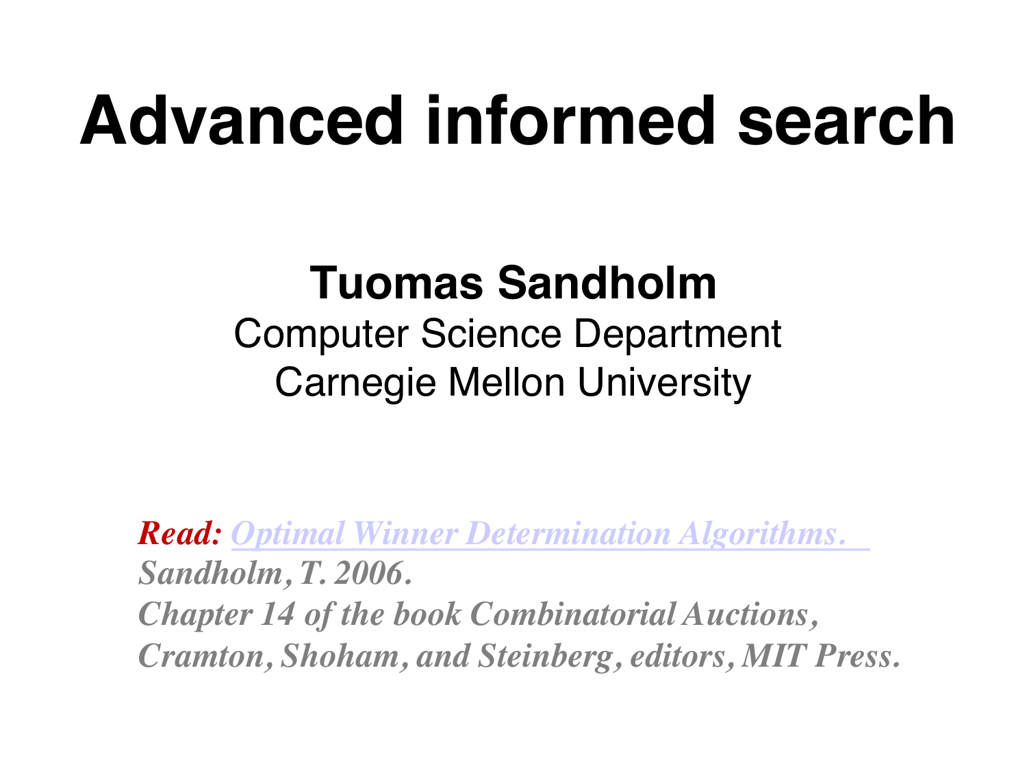# Advanced informed search

**Tuomas Sandholm**
Computer Science Department
Carnegie Mellon University

***Read:*** ***Optimal Winner Determination Algorithms.***
***Sandholm, T. 2006.***
***Chapter 14 of the book Combinatorial Auctions, Cramton, Shoham, and Steinberg, editors, MIT Press.***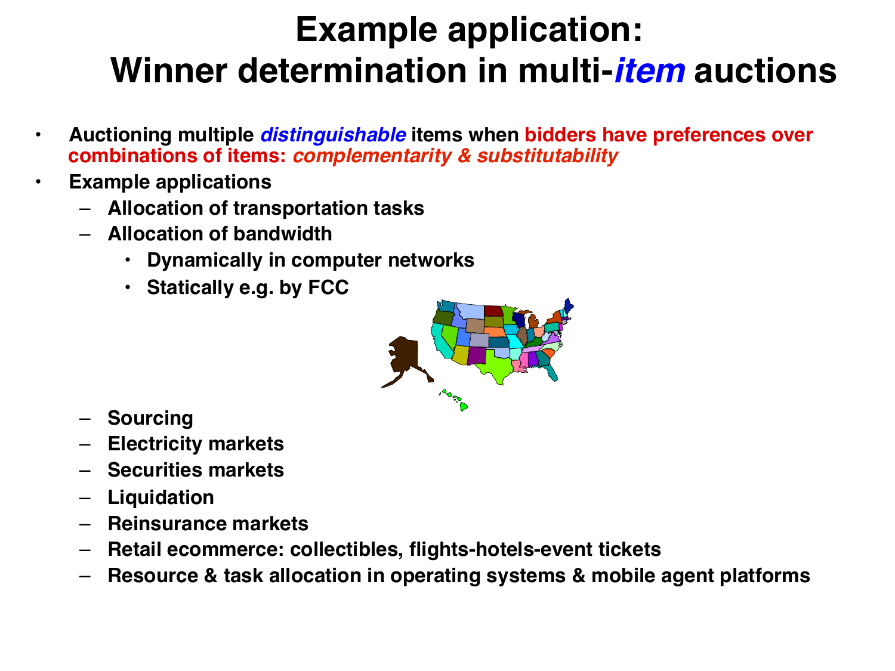# Example application: Winner determination in multi-*item* auctions

- Auctioning multiple *distinguishable* items when bidders have preferences over combinations of items: *complementarity & substitutability*
- Example applications
  - Allocation of transportation tasks
  - Allocation of bandwidth
    - Dynamically in computer networks
    - Statically e.g. by FCC
  - Sourcing
  - Electricity markets
  - Securities markets
  - Liquidation
  - Reinsurance markets
  - Retail ecommerce: collectibles, flights-hotels-event tickets
  - Resource & task allocation in operating systems & mobile agent platforms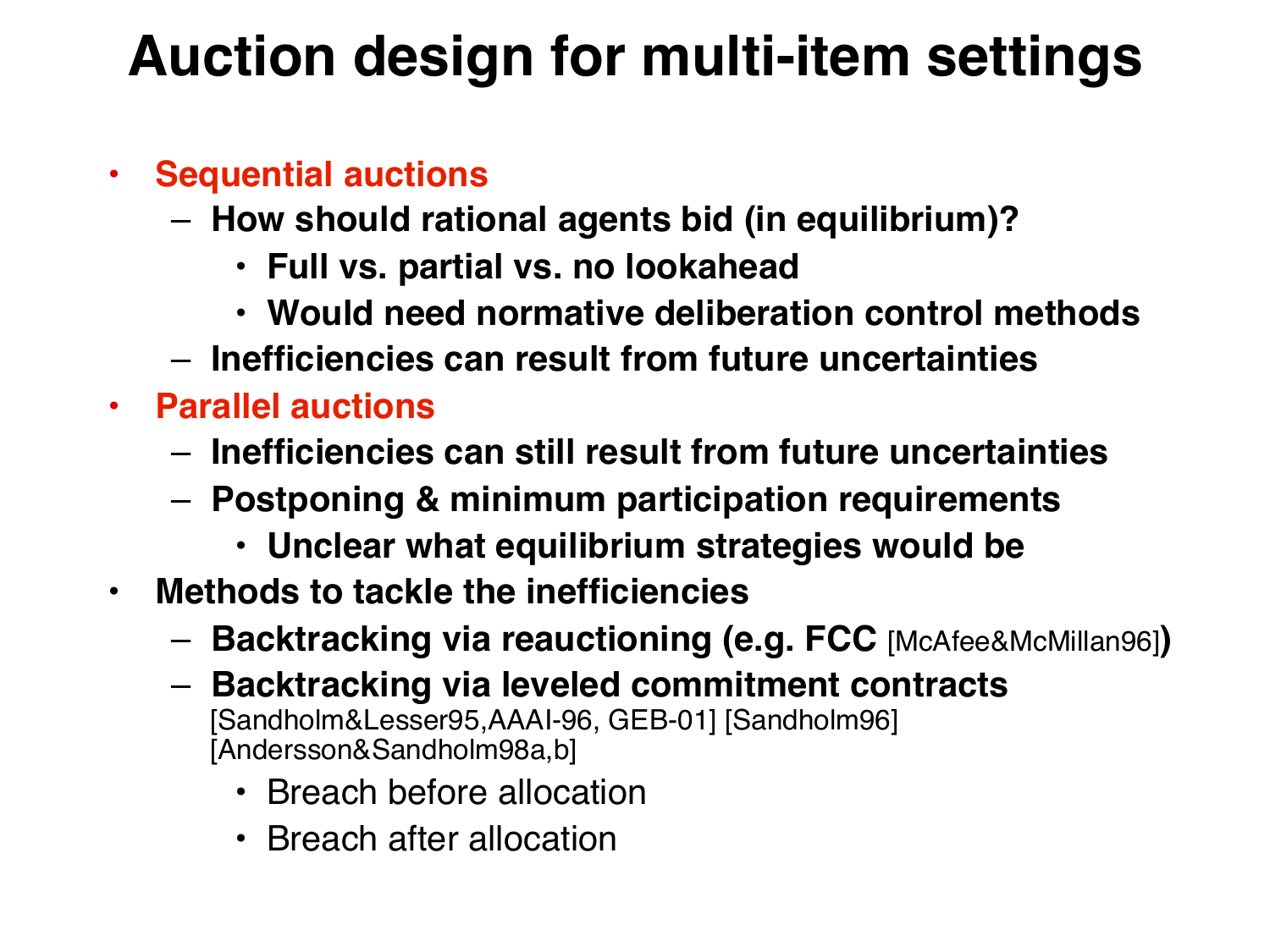# Auction design for multi-item settings

- **Sequential auctions**
  - **How should rational agents bid (in equilibrium)?**
    - **Full vs. partial vs. no lookahead**
    - **Would need normative deliberation control methods**
  - **Inefficiencies can result from future uncertainties**
- **Parallel auctions**
  - **Inefficiencies can still result from future uncertainties**
  - **Postponing & minimum participation requirements**
    - **Unclear what equilibrium strategies would be**
- **Methods to tackle the inefficiencies**
  - **Backtracking via reauctioning (e.g. FCC** [McAfee&McMillan96]**)**
  - **Backtracking via leveled commitment contracts** [Sandholm&Lesser95,AAAI-96, GEB-01] [Sandholm96] [Andersson&Sandholm98a,b]
    - Breach before allocation
    - Breach after allocation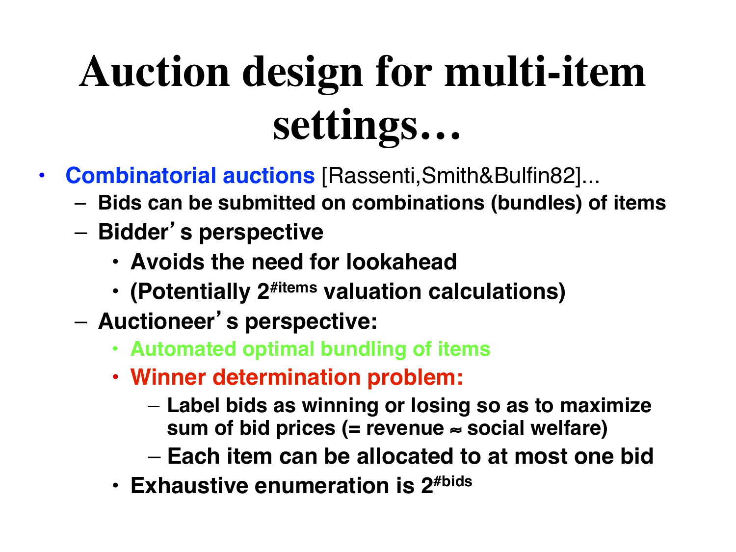# Auction design for multi-item settings…

- **Combinatorial auctions** [Rassenti,Smith&Bulfin82]...
  - **Bids can be submitted on combinations (bundles) of items**
  - **Bidder's perspective**
    - **Avoids the need for lookahead**
    - **(Potentially $2^{\#items}$ valuation calculations)**
  - **Auctioneer's perspective:**
    - **Automated optimal bundling of items**
    - **Winner determination problem:**
      - **Label bids as winning or losing so as to maximize sum of bid prices (= revenue ≈ social welfare)**
      - **Each item can be allocated to at most one bid**
    - **Exhaustive enumeration is $2^{\#bids}$**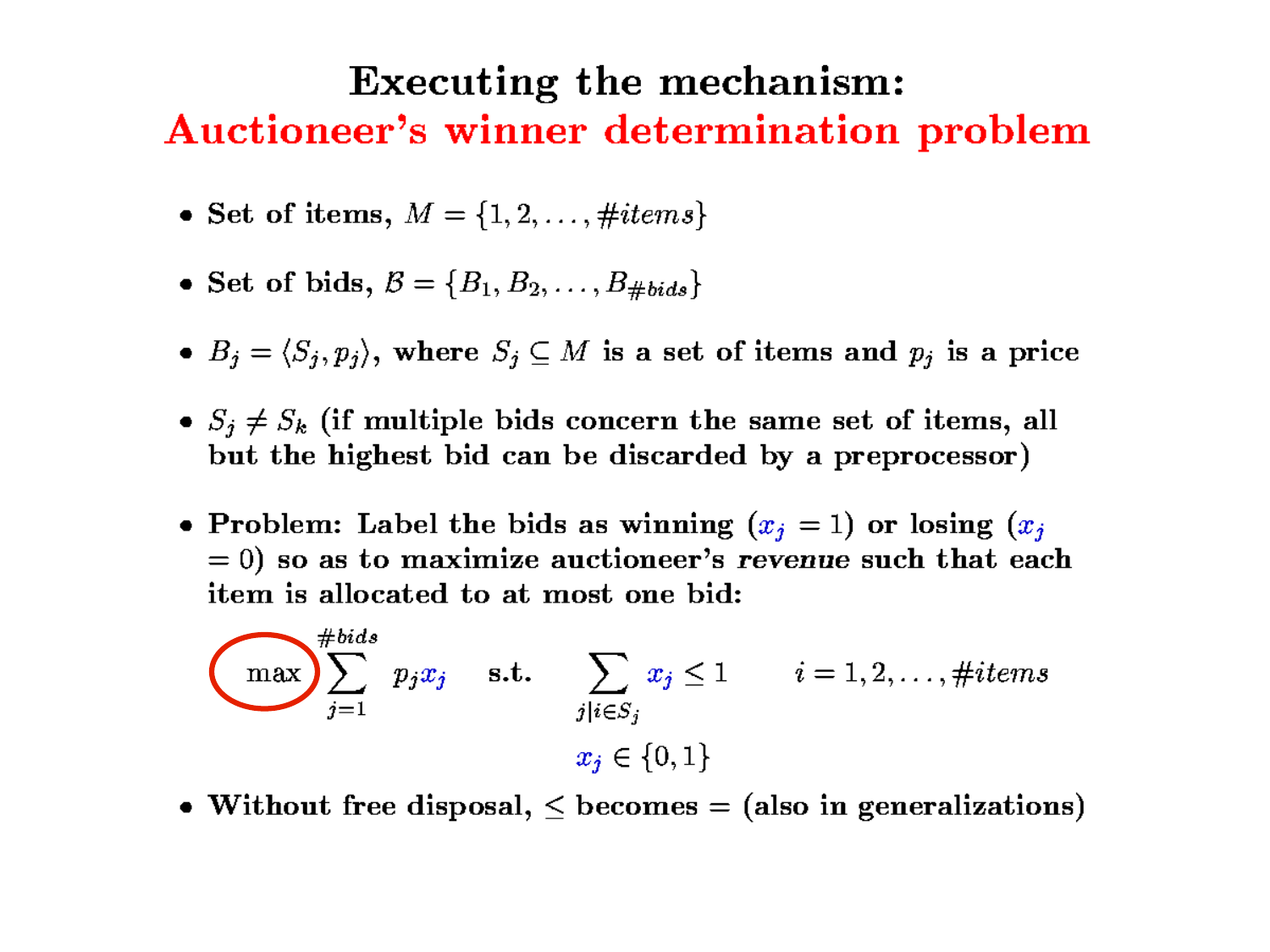# Executing the mechanism:
## Auctioneer's winner determination problem

- Set of items, $M = \{1, 2, \ldots, \#items\}$
- Set of bids, $\mathcal{B} = \{B_1, B_2, \ldots, B_{\#bids}\}$
- $B_j = \langle S_j, p_j \rangle$, where $S_j \subseteq M$ is a set of items and $p_j$ is a price
- $S_j \neq S_k$ (if multiple bids concern the same set of items, all but the highest bid can be discarded by a preprocessor)
- Problem: Label the bids as winning ($x_j = 1$) or losing ($x_j = 0$) so as to maximize auctioneer's *revenue* such that each item is allocated to at most one bid:

$$\max \sum_{j=1}^{\#bids} p_j x_j \quad \text{s.t.} \quad \sum_{j \mid i \in S_j} x_j \leq 1 \qquad i = 1, 2, \ldots, \#items$$

$$x_j \in \{0, 1\}$$

- Without free disposal, $\leq$ becomes $=$ (also in generalizations)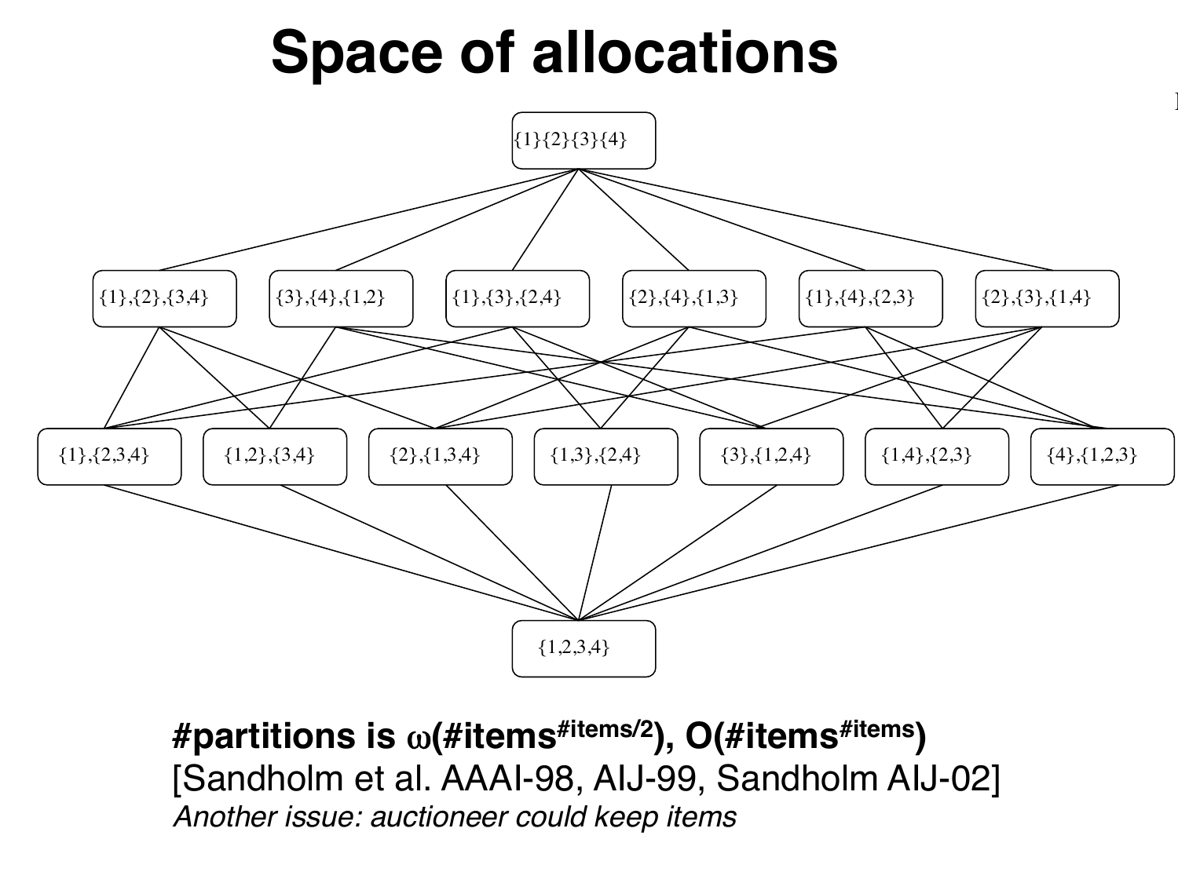# Space of allocations

{1}{2}{3}{4}

{1},{2},{3,4} {3},{4},{1,2} {1},{3},{2,4} {2},{4},{1,3} {1},{4},{2,3} {2},{3},{1,4}

{1},{2,3,4} {1,2},{3,4} {2},{1,3,4} {1,3},{2,4} {3},{1,2,4} {1,4},{2,3} {4},{1,2,3}

{1,2,3,4}

**#partitions is $\omega(\#items^{\#items/2})$, $O(\#items^{\#items})$**

[Sandholm et al. AAAI-98, AIJ-99, Sandholm AIJ-02]

*Another issue: auctioneer could keep items*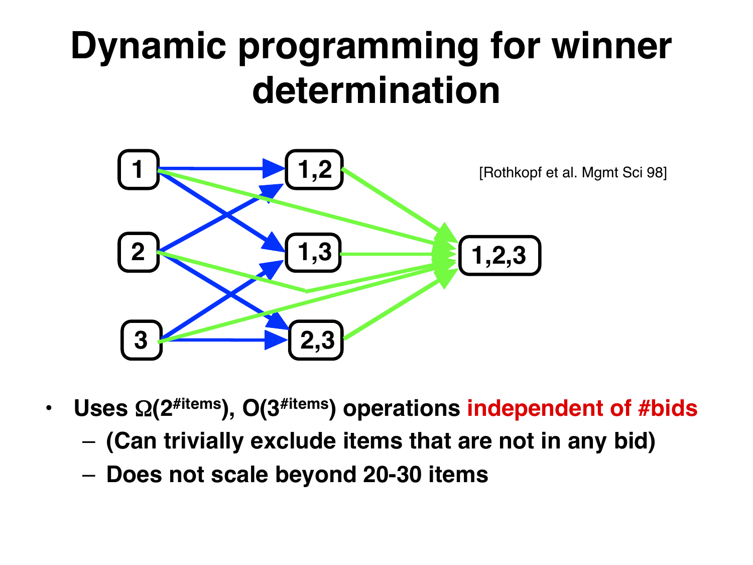# Dynamic programming for winner determination

[Rothkopf et al. Mgmt Sci 98]

- Uses $\Omega(2^{\#items})$, $O(3^{\#items})$ operations independent of #bids
  - (Can trivially exclude items that are not in any bid)
  - Does not scale beyond 20-30 items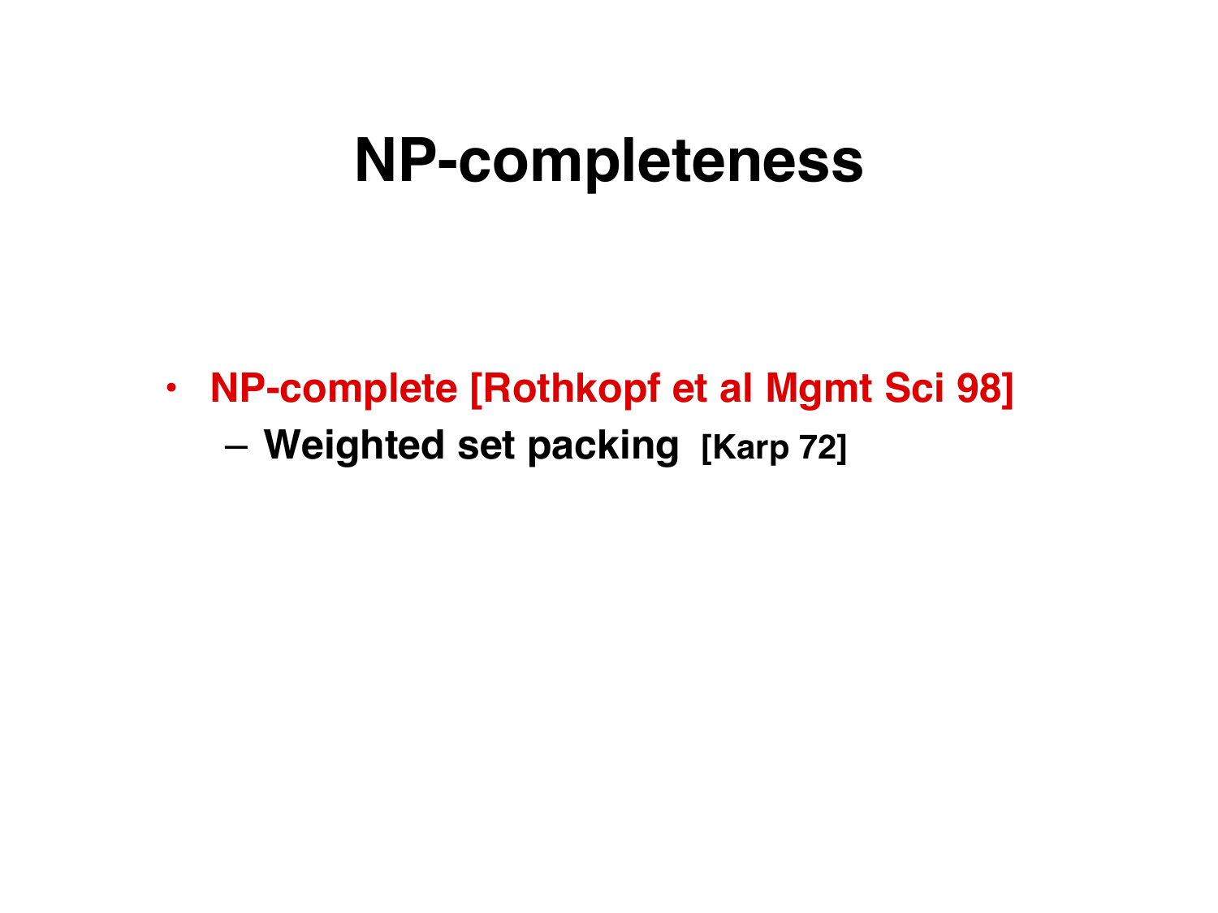# NP-completeness

- NP-complete [Rothkopf et al Mgmt Sci 98]
  - Weighted set packing [Karp 72]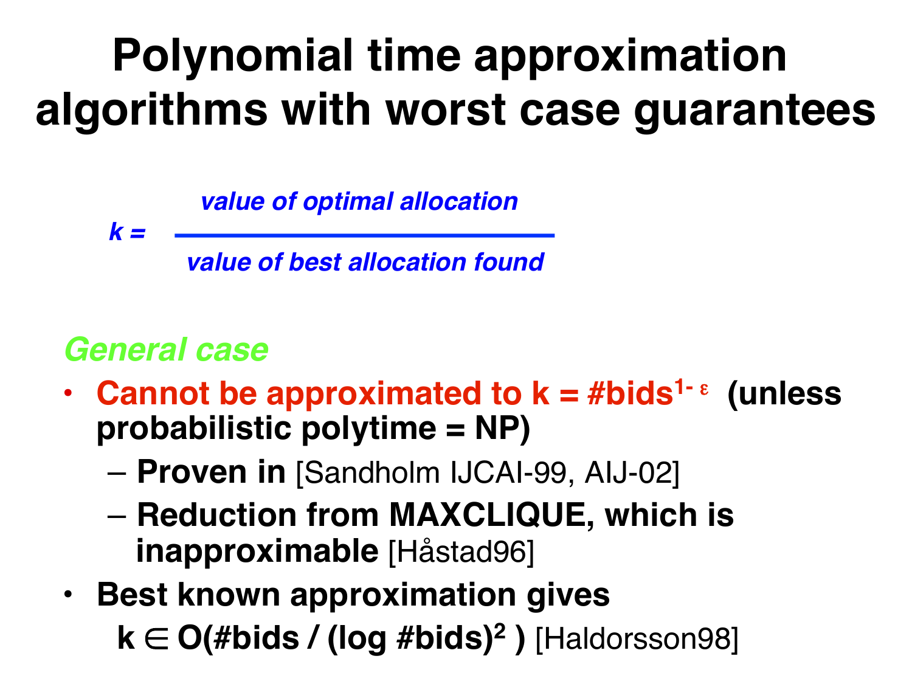# Polynomial time approximation algorithms with worst case guarantees

$$k = \frac{\textit{value of optimal allocation}}{\textit{value of best allocation found}}$$

*General case*

- **Cannot be approximated to $k = \#\text{bids}^{1-\varepsilon}$ (unless probabilistic polytime = NP)**
  - **Proven in** [Sandholm IJCAI-99, AIJ-02]
  - **Reduction from MAXCLIQUE, which is inapproximable** [Håstad96]
- **Best known approximation gives**
  $k \in O(\#\text{bids} / (\log \#\text{bids})^2)$ [Haldorsson98]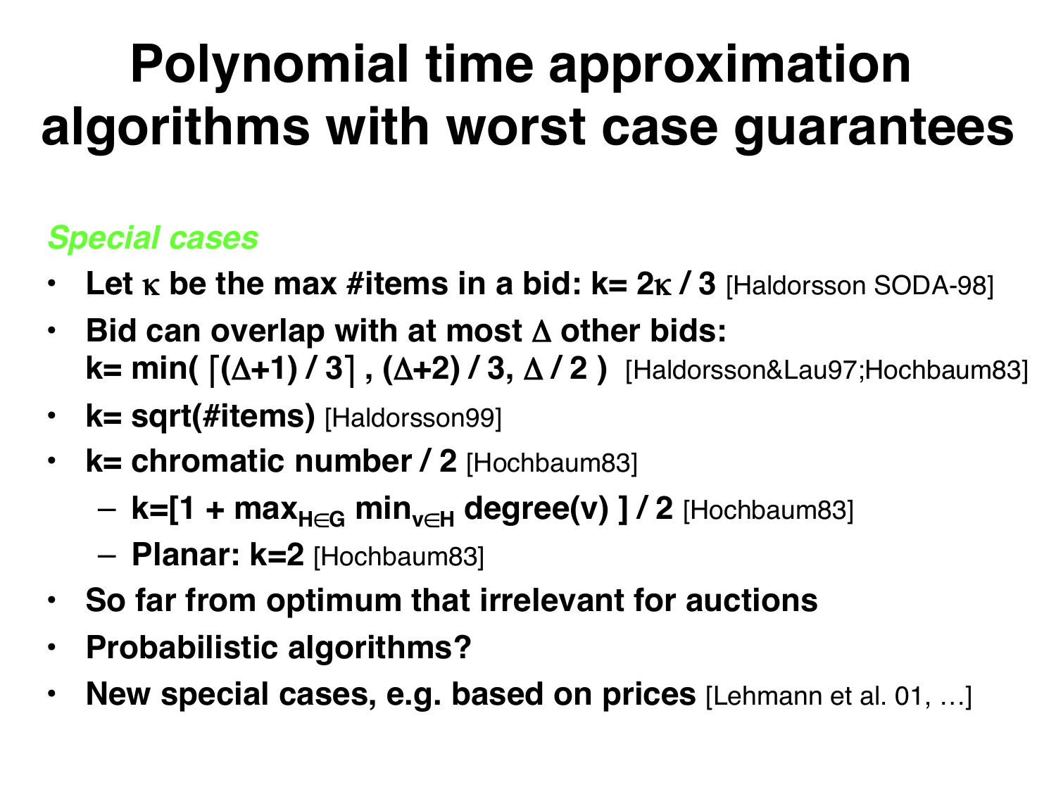# Polynomial time approximation algorithms with worst case guarantees

*Special cases*

- **Let $\kappa$ be the max #items in a bid: k= $2\kappa$ / 3** [Haldorsson SODA-98]
- **Bid can overlap with at most $\Delta$ other bids: k= min( $\lceil(\Delta+1) / 3\rceil$ , $(\Delta+2) / 3$, $\Delta / 2$ )** [Haldorsson&Lau97;Hochbaum83]
- **k= sqrt(#items)** [Haldorsson99]
- **k= chromatic number / 2** [Hochbaum83]
  - **k=[1 + $\max_{H \in G} \min_{v \in H}$ degree(v) ] / 2** [Hochbaum83]
  - **Planar: k=2** [Hochbaum83]
- **So far from optimum that irrelevant for auctions**
- **Probabilistic algorithms?**
- **New special cases, e.g. based on prices** [Lehmann et al. 01, …]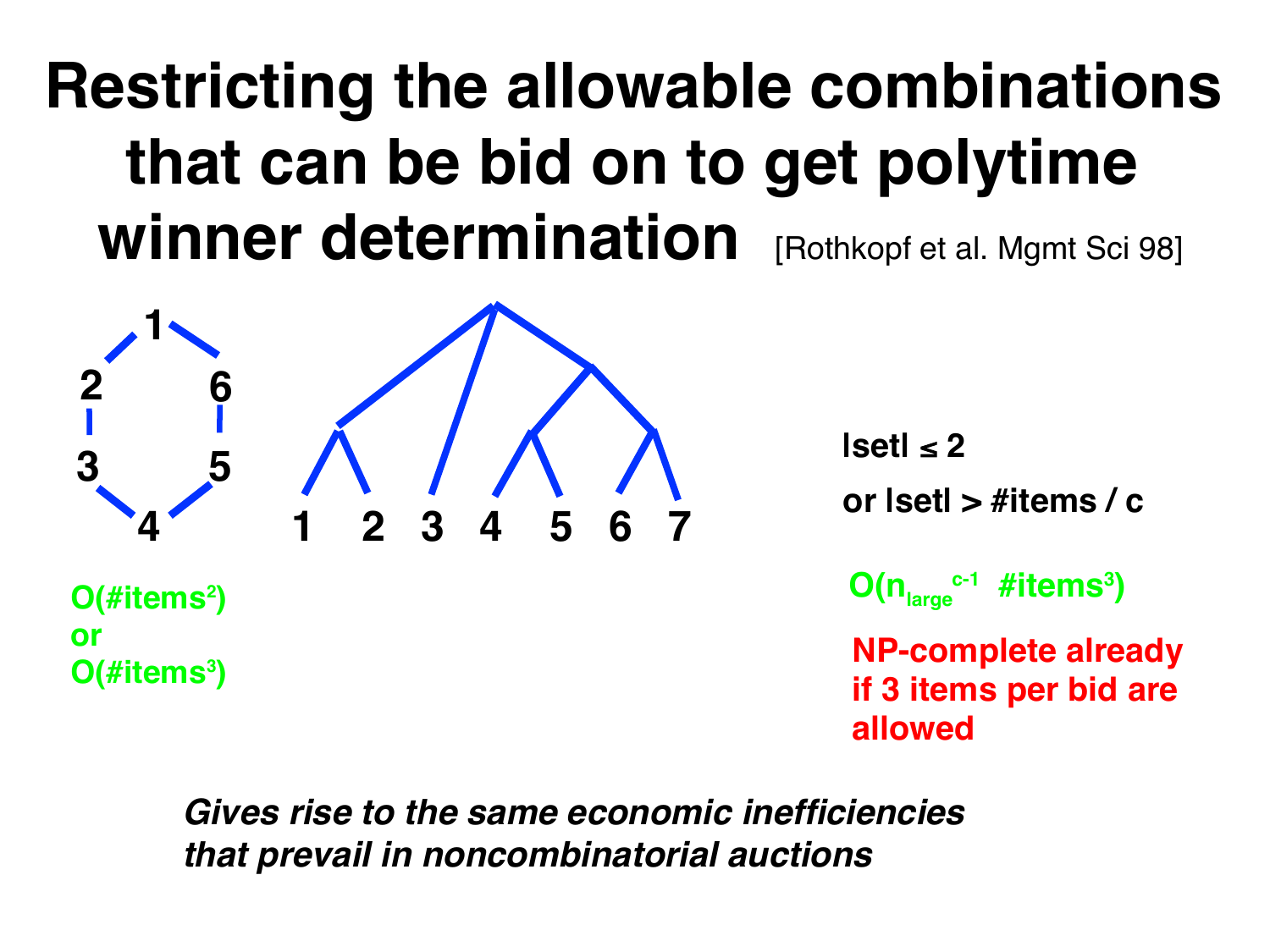# Restricting the allowable combinations that can be bid on to get polytime winner determination [Rothkopf et al. Mgmt Sci 98]

1 2 3 4 5 6

$O(\#items^2)$
or
$O(\#items^3)$

1 2 3 4 5 6 7

|set| ≤ 2

or |set| > #items / c

$O(n_{large}^{c-1} \ \#items^3)$

NP-complete already if 3 items per bid are allowed

*Gives rise to the same economic inefficiencies that prevail in noncombinatorial auctions*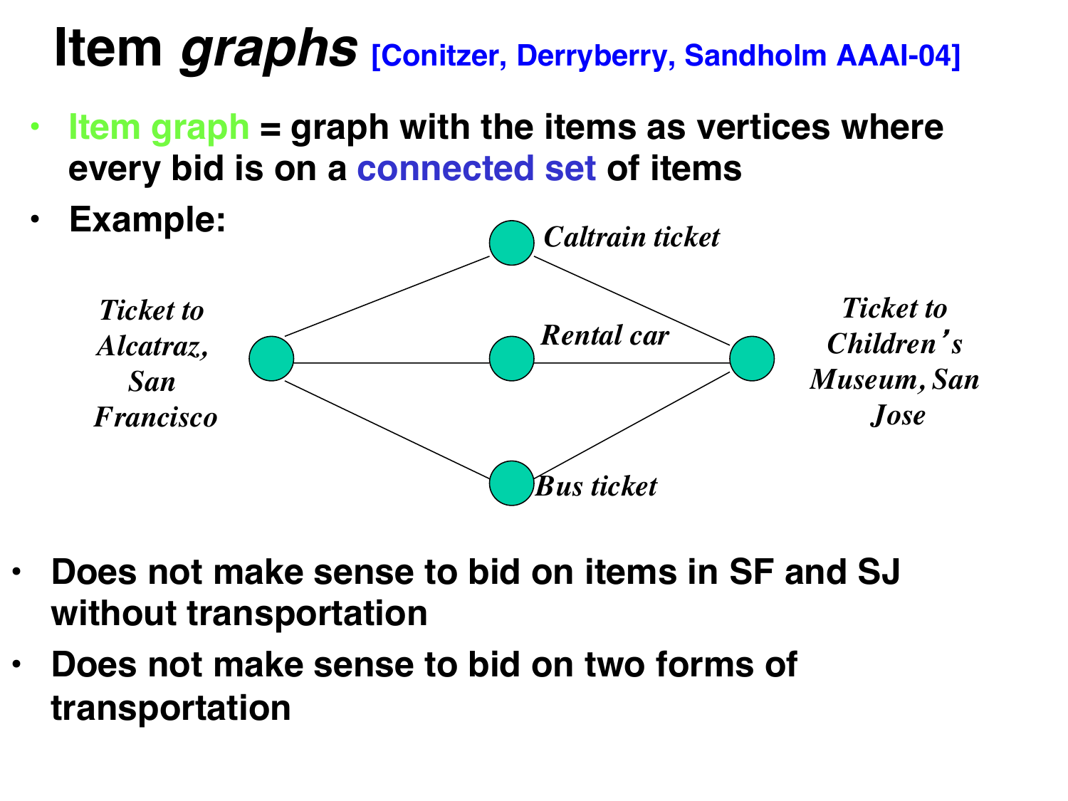# Item *graphs* [Conitzer, Derryberry, Sandholm AAAI-04]

- **Item graph = graph with the items as vertices where every bid is on a connected set of items**
- **Example:**

*Caltrain ticket*

*Ticket to Alcatraz, San Francisco*

*Rental car*

*Ticket to Children's Museum, San Jose*

*Bus ticket*

- **Does not make sense to bid on items in SF and SJ without transportation**
- **Does not make sense to bid on two forms of transportation**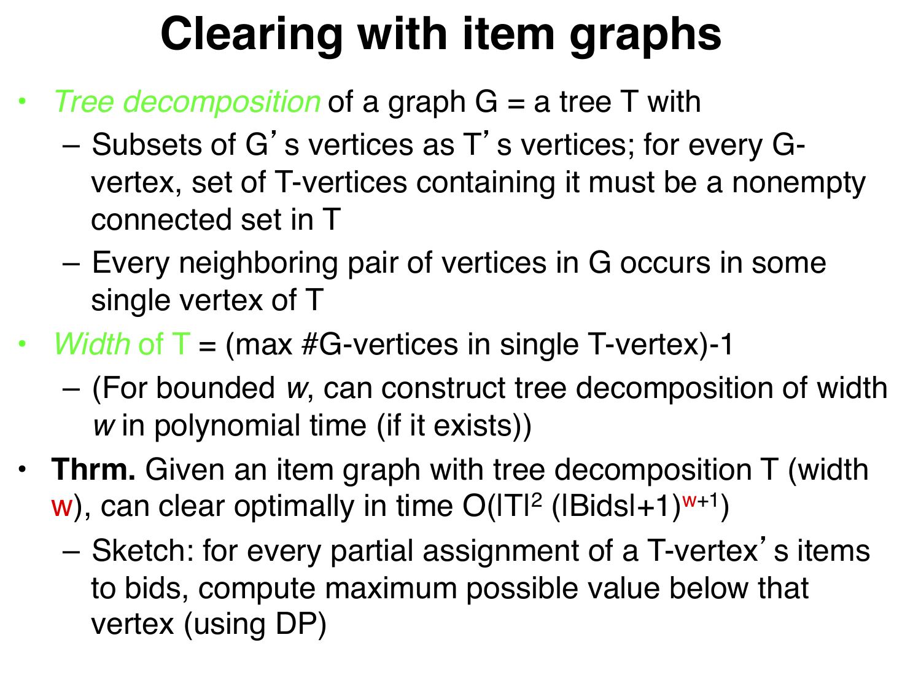# Clearing with item graphs

- *Tree decomposition* of a graph G = a tree T with
  - Subsets of G's vertices as T's vertices; for every G-vertex, set of T-vertices containing it must be a nonempty connected set in T
  - Every neighboring pair of vertices in G occurs in some single vertex of T
- *Width* of T = (max #G-vertices in single T-vertex)-1
  - (For bounded *w*, can construct tree decomposition of width *w* in polynomial time (if it exists))
- **Thrm.** Given an item graph with tree decomposition T (width w), can clear optimally in time $O(|T|^2 (|Bids|+1)^{w+1})$
  - Sketch: for every partial assignment of a T-vertex's items to bids, compute maximum possible value below that vertex (using DP)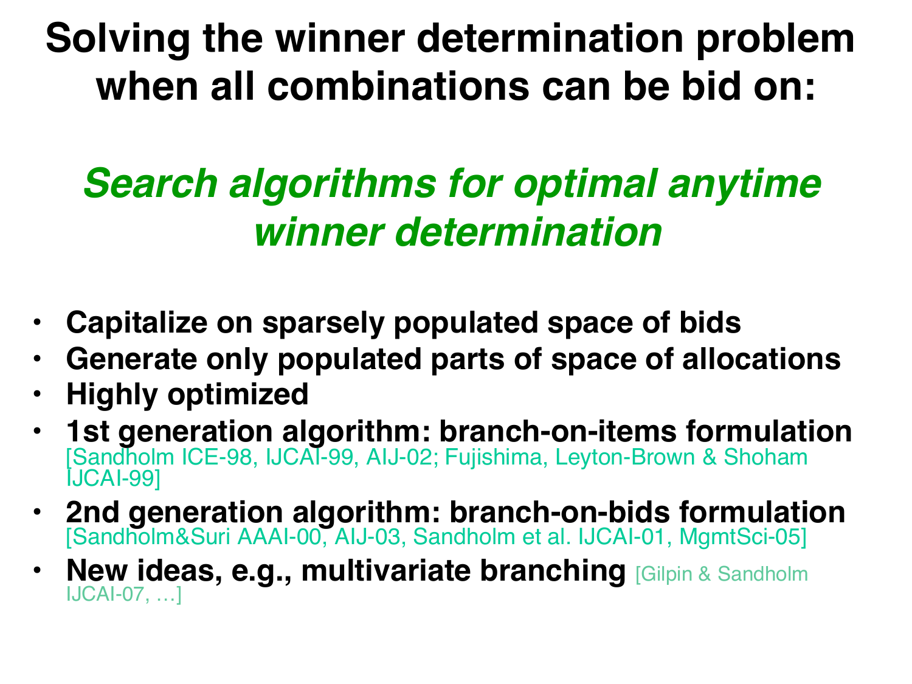# Solving the winner determination problem when all combinations can be bid on:

## *Search algorithms for optimal anytime winner determination*

- **Capitalize on sparsely populated space of bids**
- **Generate only populated parts of space of allocations**
- **Highly optimized**
- **1st generation algorithm: branch-on-items formulation** [Sandholm ICE-98, IJCAI-99, AIJ-02; Fujishima, Leyton-Brown & Shoham IJCAI-99]
- **2nd generation algorithm: branch-on-bids formulation** [Sandholm&Suri AAAI-00, AIJ-03, Sandholm et al. IJCAI-01, MgmtSci-05]
- **New ideas, e.g., multivariate branching** [Gilpin & Sandholm IJCAI-07, …]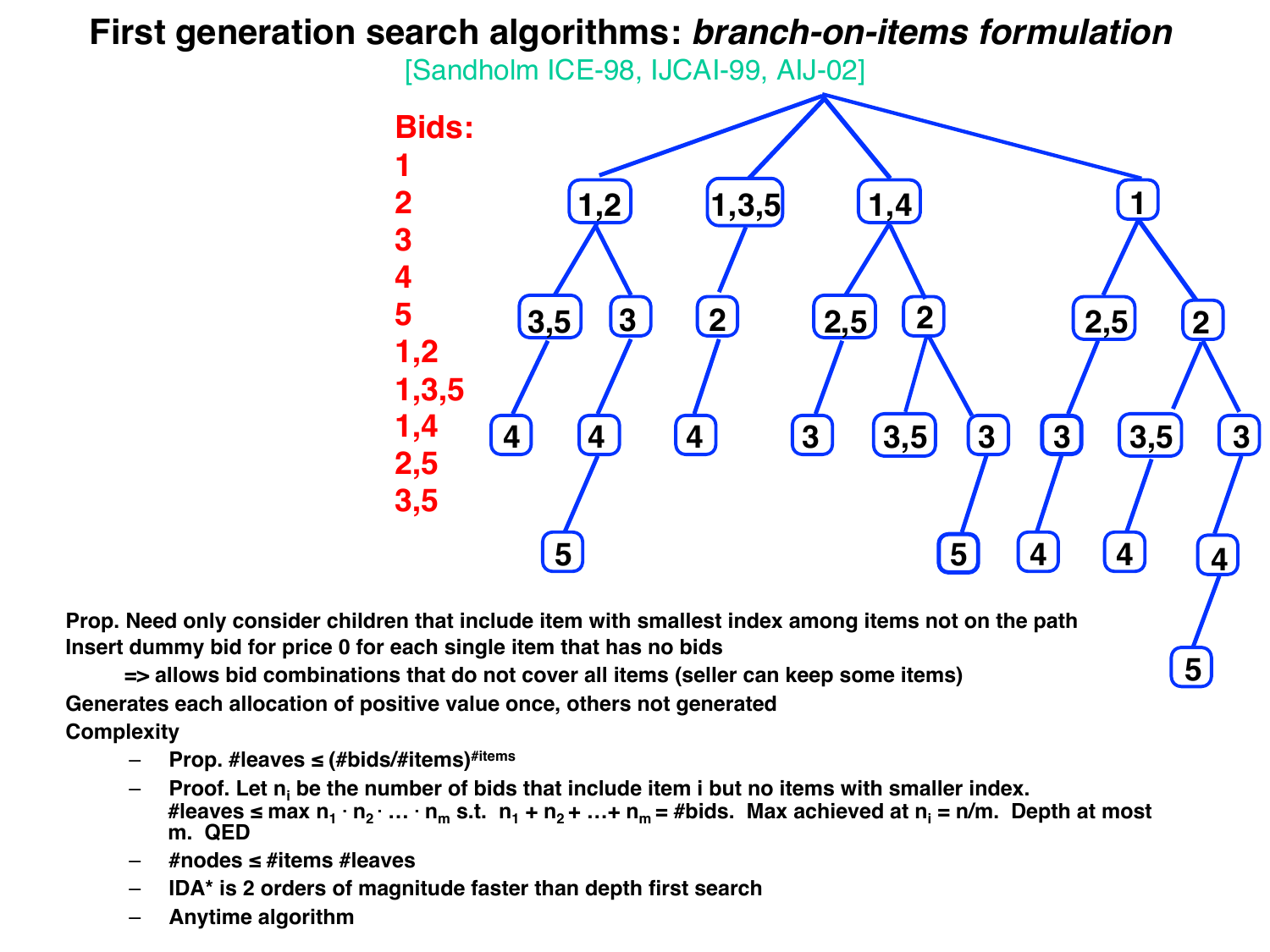# First generation search algorithms: *branch-on-items formulation*

[Sandholm ICE-98, IJCAI-99, AIJ-02]

**Bids:**
1
2
3
4
5
1,2
1,3,5
1,4
2,5
3,5

**Prop. Need only consider children that include item with smallest index among items not on the path**

**Insert dummy bid for price 0 for each single item that has no bids**

**=> allows bid combinations that do not cover all items (seller can keep some items)**

**Generates each allocation of positive value once, others not generated**

**Complexity**

- **Prop. #leaves ≤ (#bids/#items)$^{\#items}$**
- **Proof. Let $n_i$ be the number of bids that include item i but no items with smaller index. #leaves ≤ max $n_1 \cdot n_2 \cdot \ldots \cdot n_m$ s.t. $n_1 + n_2 + \ldots + n_m$ = #bids. Max achieved at $n_i = n/m$. Depth at most m. QED**
- **#nodes ≤ #items #leaves**
- **IDA* is 2 orders of magnitude faster than depth first search**
- **Anytime algorithm**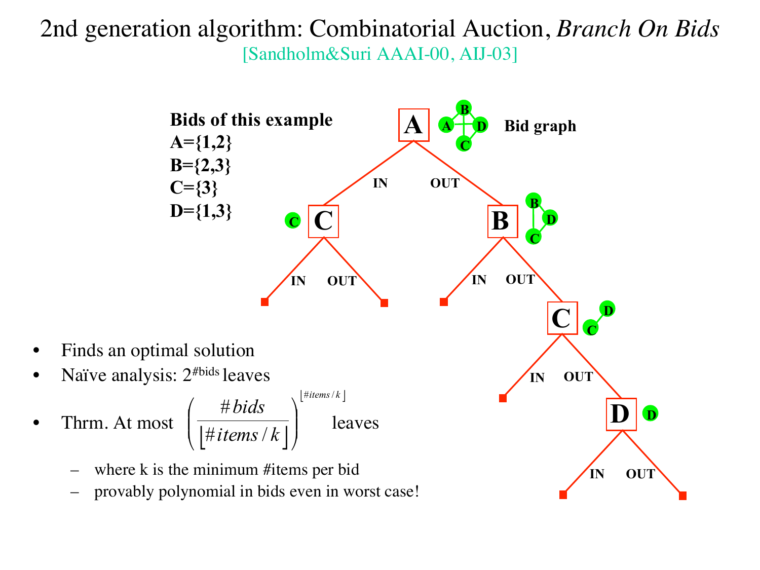# 2nd generation algorithm: Combinatorial Auction, *Branch On Bids*

[Sandholm&Suri AAAI-00, AIJ-03]

**Bids of this example**
**A={1,2}**
**B={2,3}**
**C={3}**
**D={1,3}**

**Bid graph**

- Finds an optimal solution
- Naïve analysis: $2^{\#bids}$ leaves
- Thrm. At most $\left(\frac{\#bids}{\lfloor \#items/k \rfloor}\right)^{\lfloor \#items/k \rfloor}$ leaves
  - where k is the minimum #items per bid
  - provably polynomial in bids even in worst case!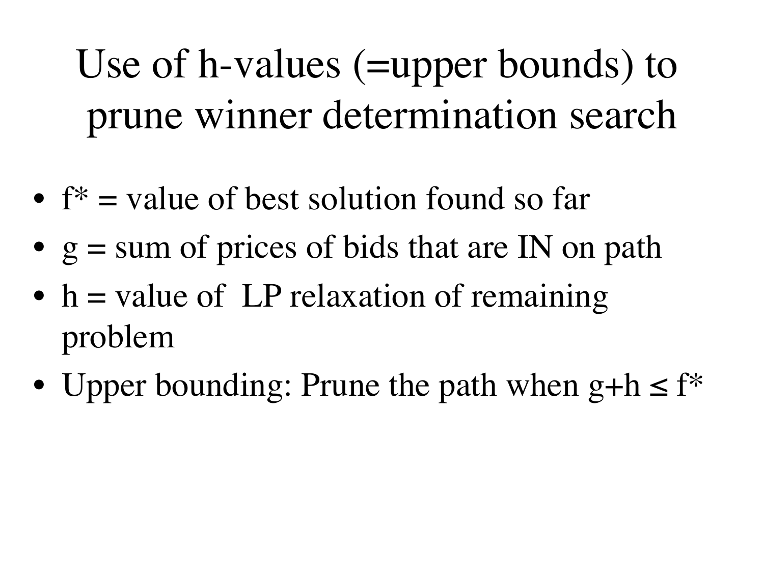# Use of h-values (=upper bounds) to prune winner determination search

- $f^*$ = value of best solution found so far
- $g$ = sum of prices of bids that are IN on path
- $h$ = value of LP relaxation of remaining problem
- Upper bounding: Prune the path when $g+h \leq f^*$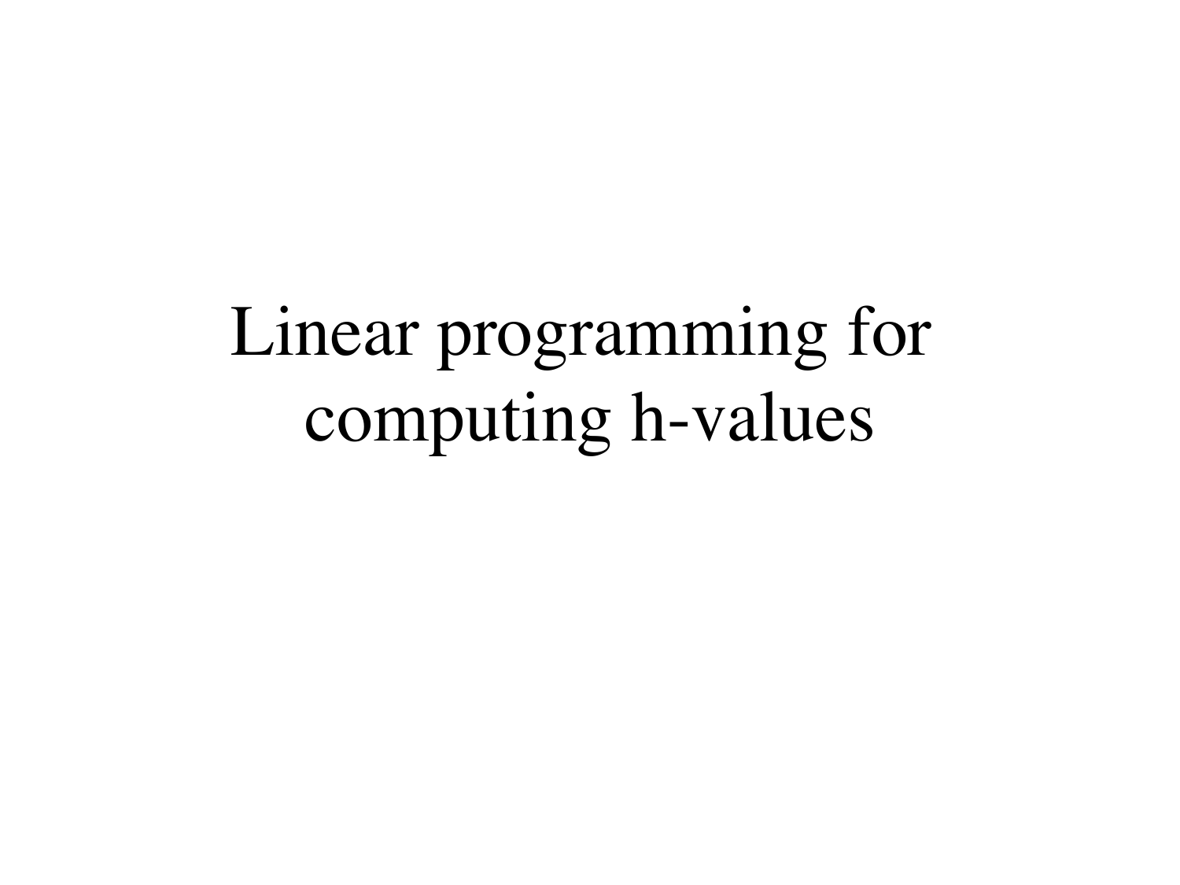# Linear programming for computing h-values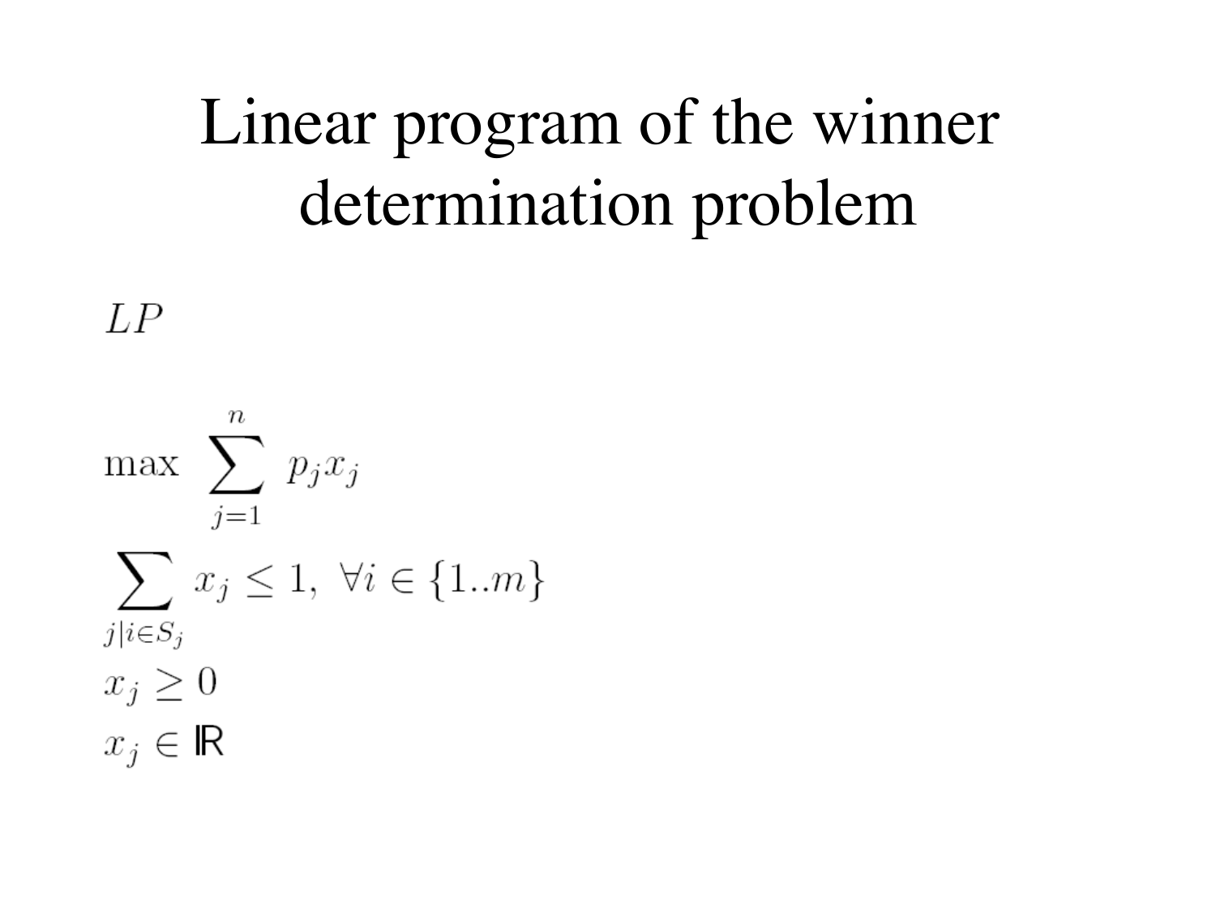# Linear program of the winner determination problem

$LP$

$$\max \sum_{j=1}^{n} p_j x_j$$

$$\sum_{j|i \in S_j} x_j \leq 1, \ \forall i \in \{1..m\}$$

$$x_j \geq 0$$

$$x_j \in \mathbb{R}$$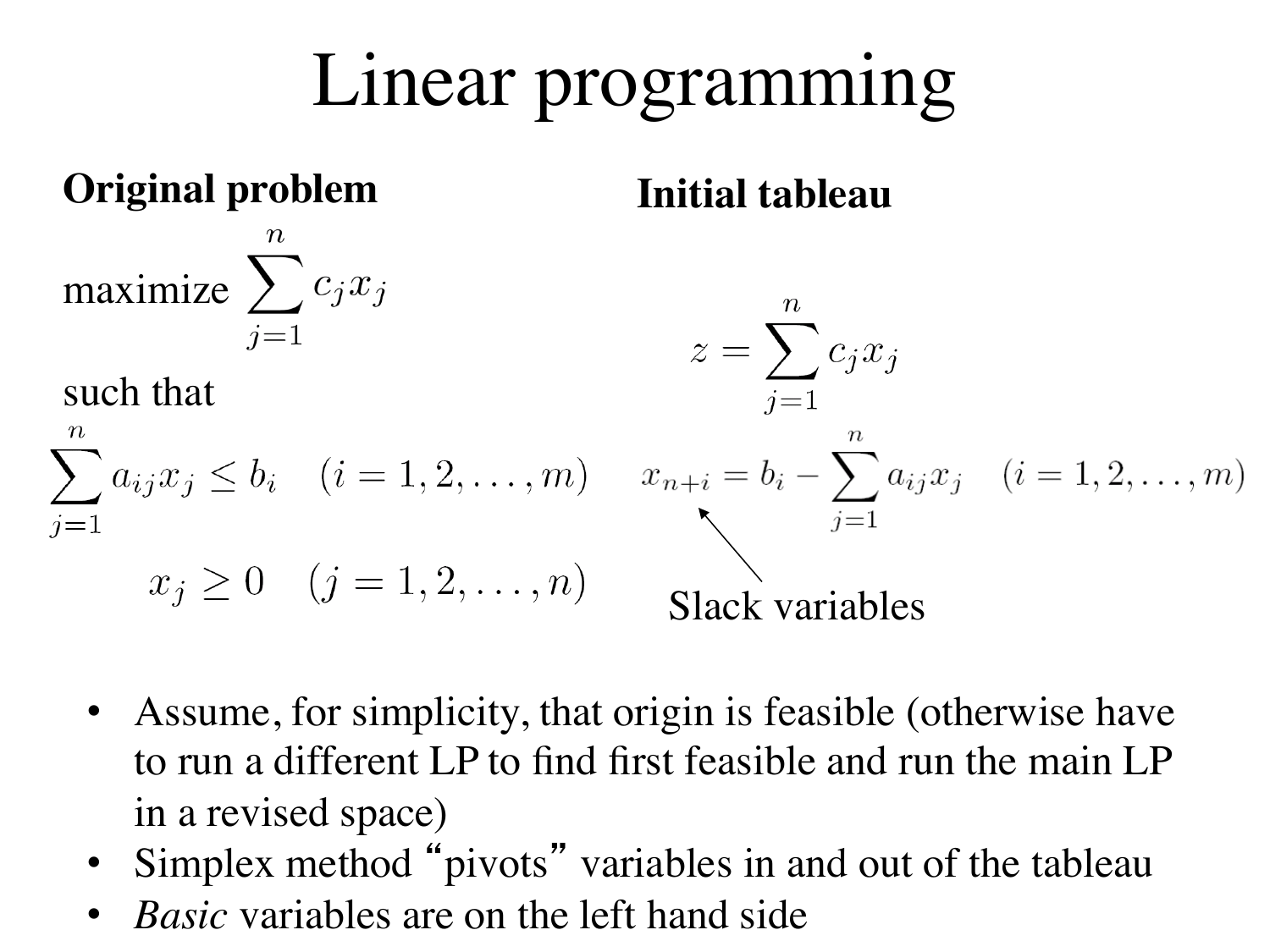# Linear programming

**Original problem**

maximize $\sum_{j=1}^{n} c_j x_j$

such that

$$\sum_{j=1}^{n} a_{ij} x_j \leq b_i \quad (i = 1, 2, \ldots, m)$$

$$x_j \geq 0 \quad (j = 1, 2, \ldots, n)$$

**Initial tableau**

$$z = \sum_{j=1}^{n} c_j x_j$$

$$x_{n+i} = b_i - \sum_{j=1}^{n} a_{ij} x_j \quad (i = 1, 2, \ldots, m)$$

Slack variables

- Assume, for simplicity, that origin is feasible (otherwise have to run a different LP to find first feasible and run the main LP in a revised space)
- Simplex method "pivots" variables in and out of the tableau
- *Basic* variables are on the left hand side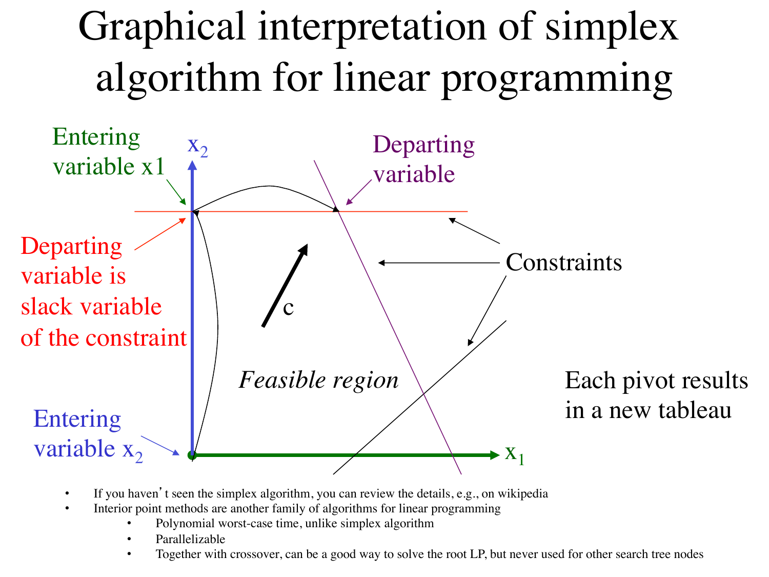# Graphical interpretation of simplex algorithm for linear programming

Entering variable x1

$x_2$

Departing variable

Departing variable is slack variable of the constraint

Constraints

c

*Feasible region*

Each pivot results in a new tableau

Entering variable $x_2$

$x_1$

- If you haven't seen the simplex algorithm, you can review the details, e.g., on wikipedia
- Interior point methods are another family of algorithms for linear programming
  - Polynomial worst-case time, unlike simplex algorithm
  - Parallelizable
  - Together with crossover, can be a good way to solve the root LP, but never used for other search tree nodes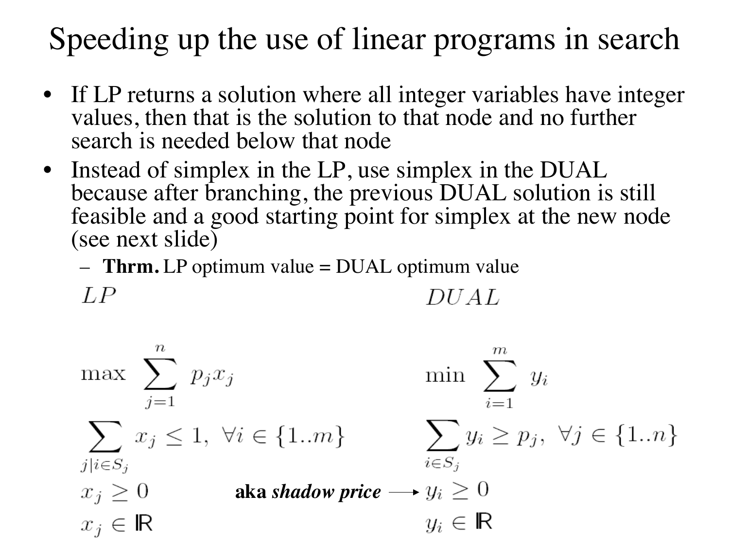# Speeding up the use of linear programs in search

- If LP returns a solution where all integer variables have integer values, then that is the solution to that node and no further search is needed below that node
- Instead of simplex in the LP, use simplex in the DUAL because after branching, the previous DUAL solution is still feasible and a good starting point for simplex at the new node (see next slide)
  - **Thrm.** LP optimum value = DUAL optimum value

**LP**

$$\max \sum_{j=1}^{n} p_j x_j$$

$$\sum_{j | i \in S_j} x_j \leq 1, \ \forall i \in \{1..m\}$$

$$x_j \geq 0$$

$$x_j \in \mathbb{R}$$

**DUAL**

$$\min \sum_{i=1}^{m} y_i$$

$$\sum_{i \in S_j} y_i \geq p_j, \ \forall j \in \{1..n\}$$

$$y_i \geq 0 \quad \leftarrow \text{aka } \textit{shadow price}$$

$$y_i \in \mathbb{R}$$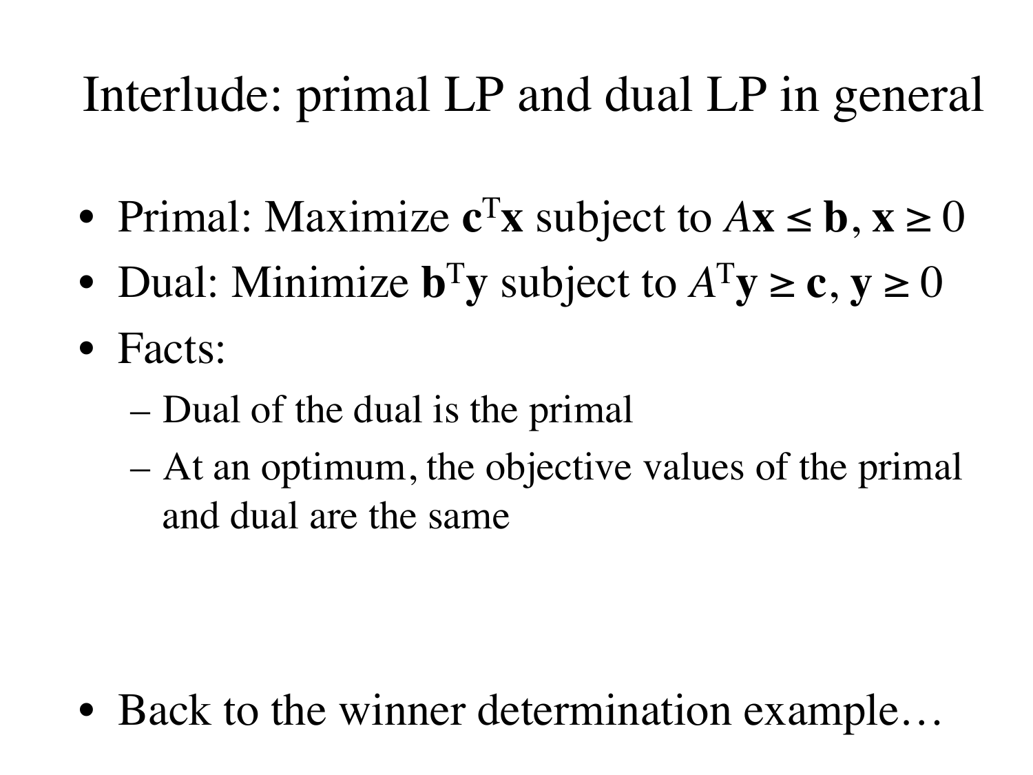# Interlude: primal LP and dual LP in general

- Primal: Maximize $\mathbf{c}^T\mathbf{x}$ subject to $A\mathbf{x} \leq \mathbf{b}$, $\mathbf{x} \geq 0$
- Dual: Minimize $\mathbf{b}^T\mathbf{y}$ subject to $A^T\mathbf{y} \geq \mathbf{c}$, $\mathbf{y} \geq 0$
- Facts:
  - Dual of the dual is the primal
  - At an optimum, the objective values of the primal and dual are the same

- Back to the winner determination example…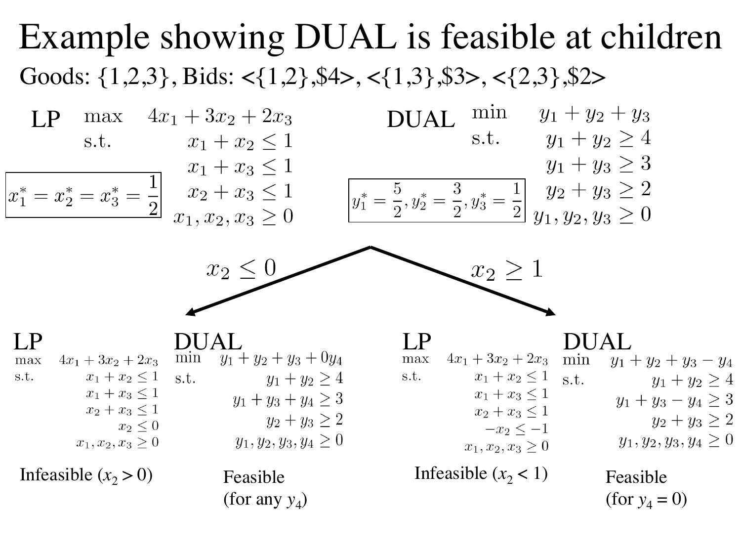# Example showing DUAL is feasible at children

Goods: {1,2,3}, Bids: <{1,2},\$4>, <{1,3},\$3>, <{2,3},\$2>

**LP**

$$
\begin{aligned}
\max \quad & 4x_1 + 3x_2 + 2x_3 \\
\text{s.t.} \quad & x_1 + x_2 \le 1 \\
& x_1 + x_3 \le 1 \\
& x_2 + x_3 \le 1 \\
& x_1, x_2, x_3 \ge 0
\end{aligned}
$$

$$x_1^* = x_2^* = x_3^* = \frac{1}{2}$$

**DUAL**

$$
\begin{aligned}
\min \quad & y_1 + y_2 + y_3 \\
\text{s.t.} \quad & y_1 + y_2 \ge 4 \\
& y_1 + y_3 \ge 3 \\
& y_2 + y_3 \ge 2 \\
& y_1, y_2, y_3 \ge 0
\end{aligned}
$$

$$y_1^* = \frac{5}{2}, y_2^* = \frac{3}{2}, y_3^* = \frac{1}{2}$$

## Branch $x_2 \le 0$

**LP**

$$
\begin{aligned}
\max \quad & 4x_1 + 3x_2 + 2x_3 \\
\text{s.t.} \quad & x_1 + x_2 \le 1 \\
& x_1 + x_3 \le 1 \\
& x_2 + x_3 \le 1 \\
& x_2 \le 0 \\
& x_1, x_2, x_3 \ge 0
\end{aligned}
$$

Infeasible ($x_2 > 0$)

**DUAL**

$$
\begin{aligned}
\min \quad & y_1 + y_2 + y_3 + 0y_4 \\
\text{s.t.} \quad & y_1 + y_2 \ge 4 \\
& y_1 + y_3 + y_4 \ge 3 \\
& y_2 + y_3 \ge 2 \\
& y_1, y_2, y_3, y_4 \ge 0
\end{aligned}
$$

Feasible (for any $y_4$)

## Branch $x_2 \ge 1$

**LP**

$$
\begin{aligned}
\max \quad & 4x_1 + 3x_2 + 2x_3 \\
\text{s.t.} \quad & x_1 + x_2 \le 1 \\
& x_1 + x_3 \le 1 \\
& x_2 + x_3 \le 1 \\
& -x_2 \le -1 \\
& x_1, x_2, x_3 \ge 0
\end{aligned}
$$

Infeasible ($x_2 < 1$)

**DUAL**

$$
\begin{aligned}
\min \quad & y_1 + y_2 + y_3 - y_4 \\
\text{s.t.} \quad & y_1 + y_2 \ge 4 \\
& y_1 + y_3 - y_4 \ge 3 \\
& y_2 + y_3 \ge 2 \\
& y_1, y_2, y_3, y_4 \ge 0
\end{aligned}
$$

Feasible (for $y_4 = 0$)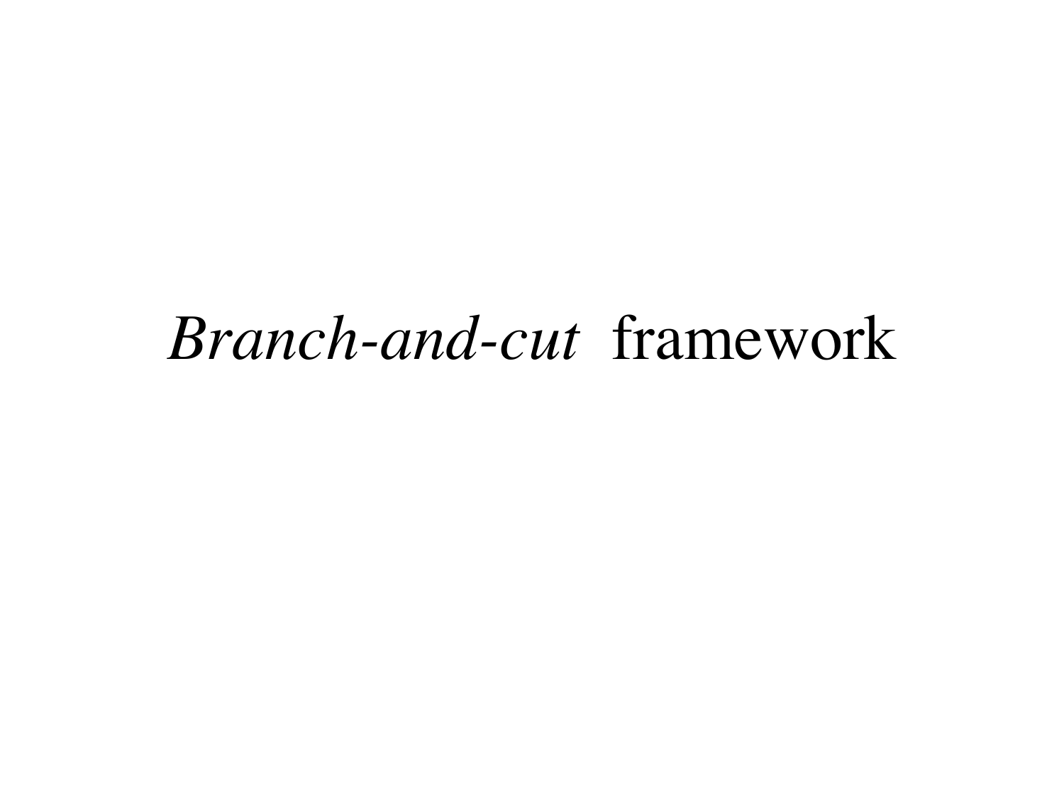# *Branch-and-cut* framework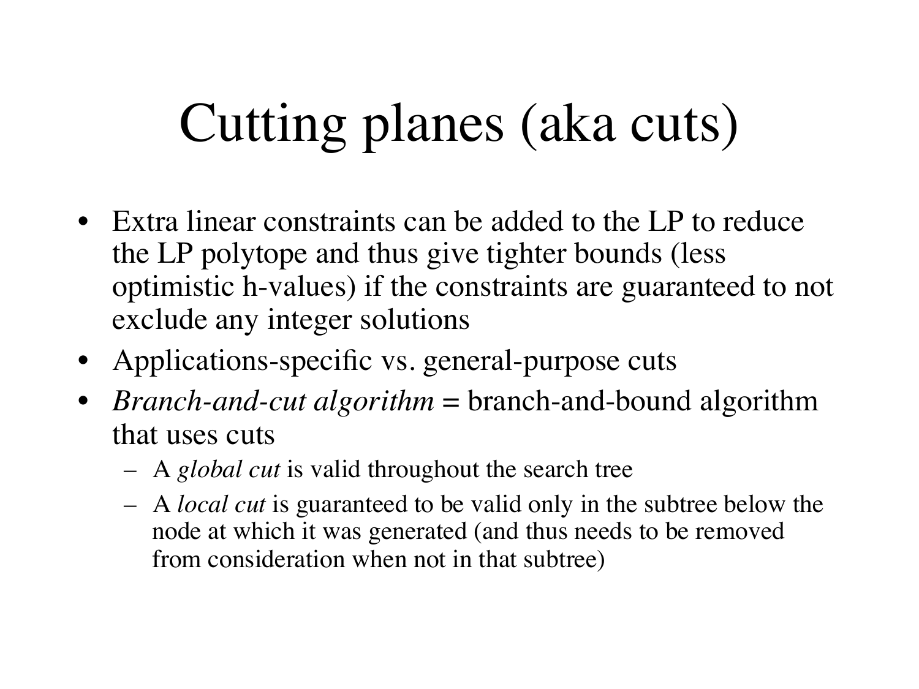# Cutting planes (aka cuts)

- Extra linear constraints can be added to the LP to reduce the LP polytope and thus give tighter bounds (less optimistic h-values) if the constraints are guaranteed to not exclude any integer solutions
- Applications-specific vs. general-purpose cuts
- *Branch-and-cut algorithm* = branch-and-bound algorithm that uses cuts
  - A *global cut* is valid throughout the search tree
  - A *local cut* is guaranteed to be valid only in the subtree below the node at which it was generated (and thus needs to be removed from consideration when not in that subtree)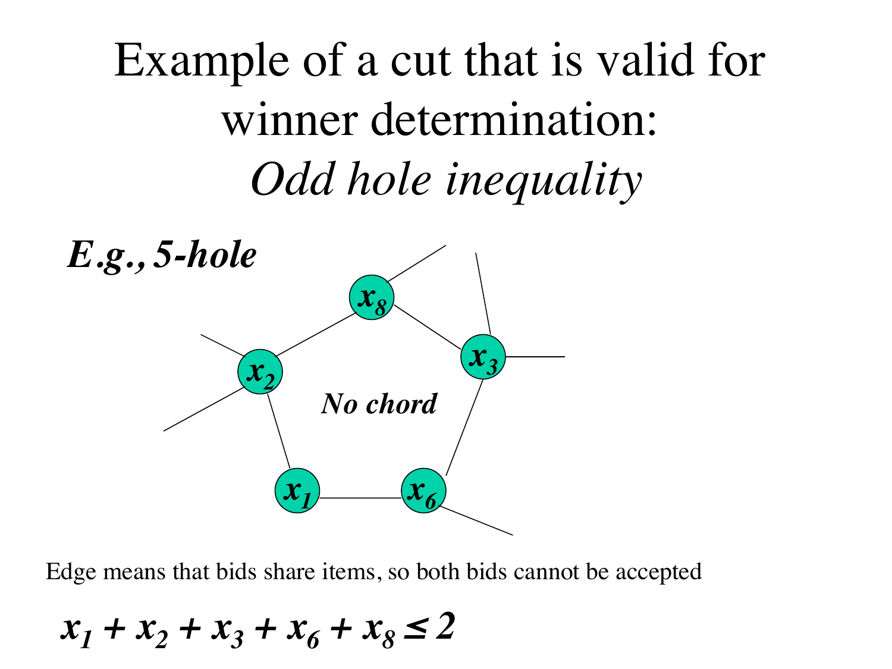# Example of a cut that is valid for winner determination: *Odd hole inequality*

***E.g., 5-hole***

***No chord***

Edge means that bids share items, so both bids cannot be accepted

$$x_1 + x_2 + x_3 + x_6 + x_8 \leq 2$$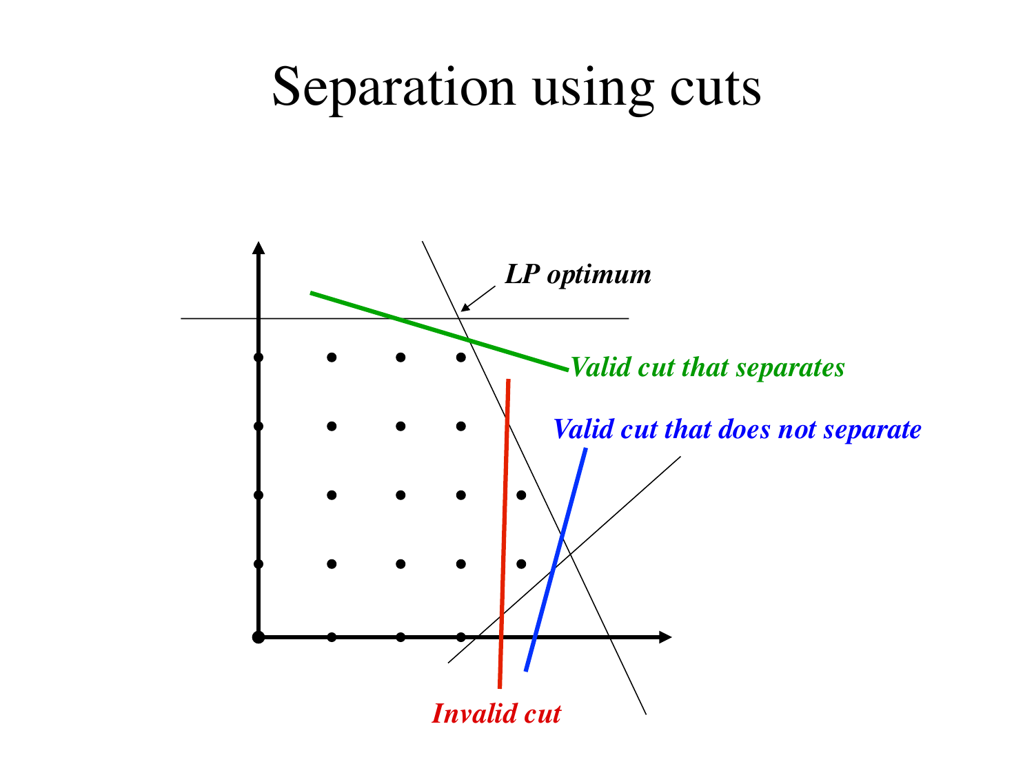# Separation using cuts

*LP optimum*

*Valid cut that separates*

*Valid cut that does not separate*

*Invalid cut*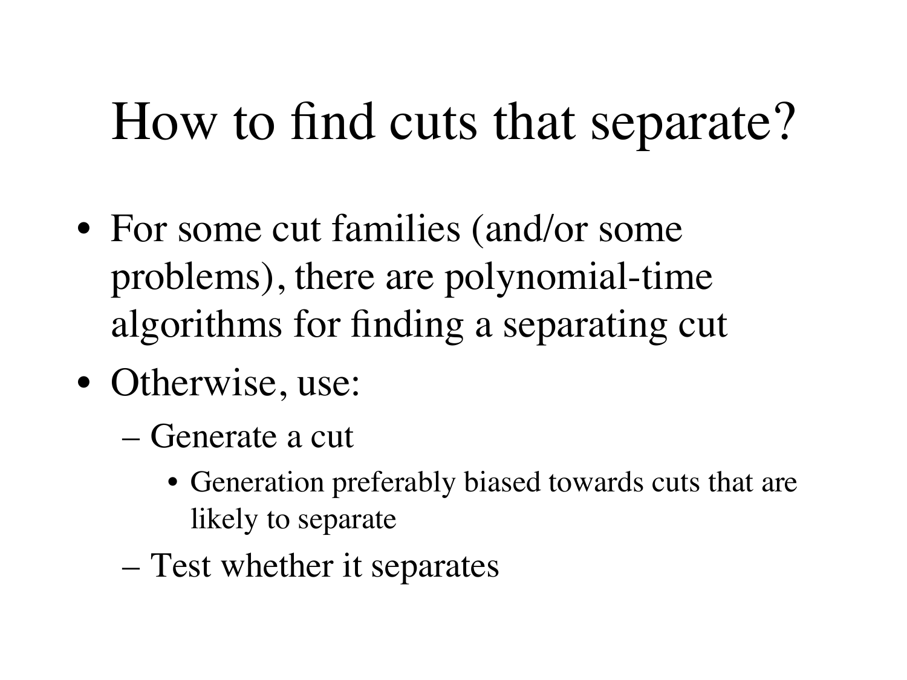# How to find cuts that separate?

- For some cut families (and/or some problems), there are polynomial-time algorithms for finding a separating cut
- Otherwise, use:
  - Generate a cut
    - Generation preferably biased towards cuts that are likely to separate
  - Test whether it separates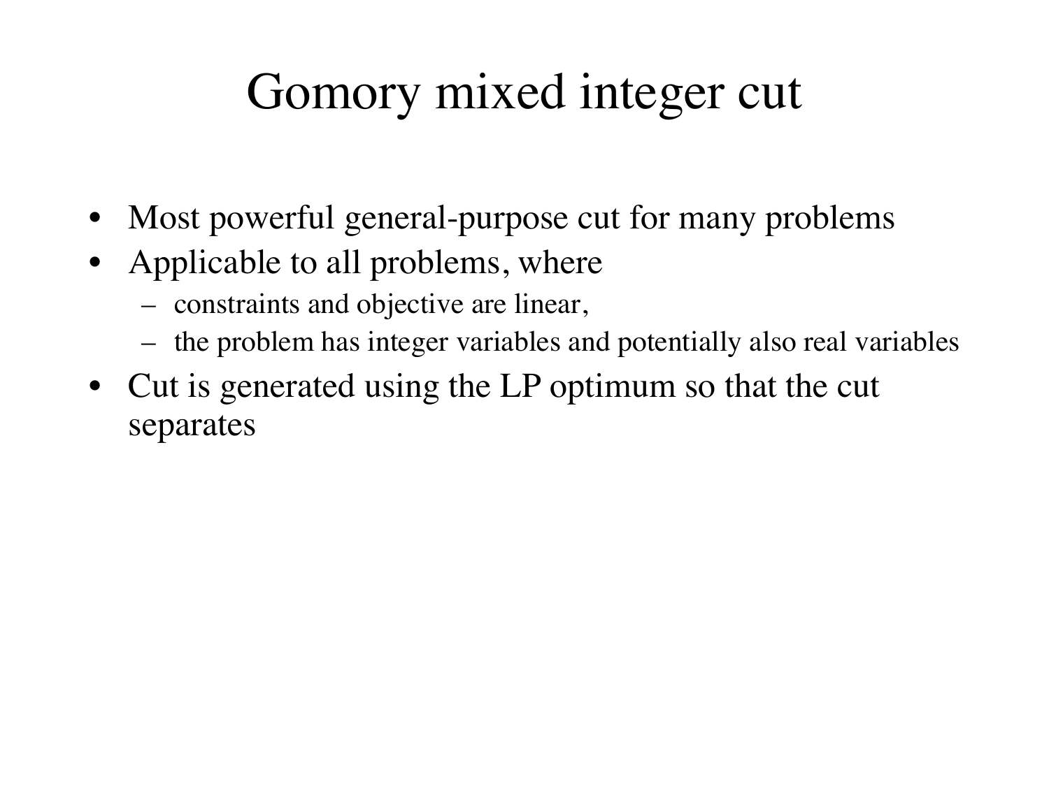# Gomory mixed integer cut

- Most powerful general-purpose cut for many problems
- Applicable to all problems, where
  - constraints and objective are linear,
  - the problem has integer variables and potentially also real variables
- Cut is generated using the LP optimum so that the cut separates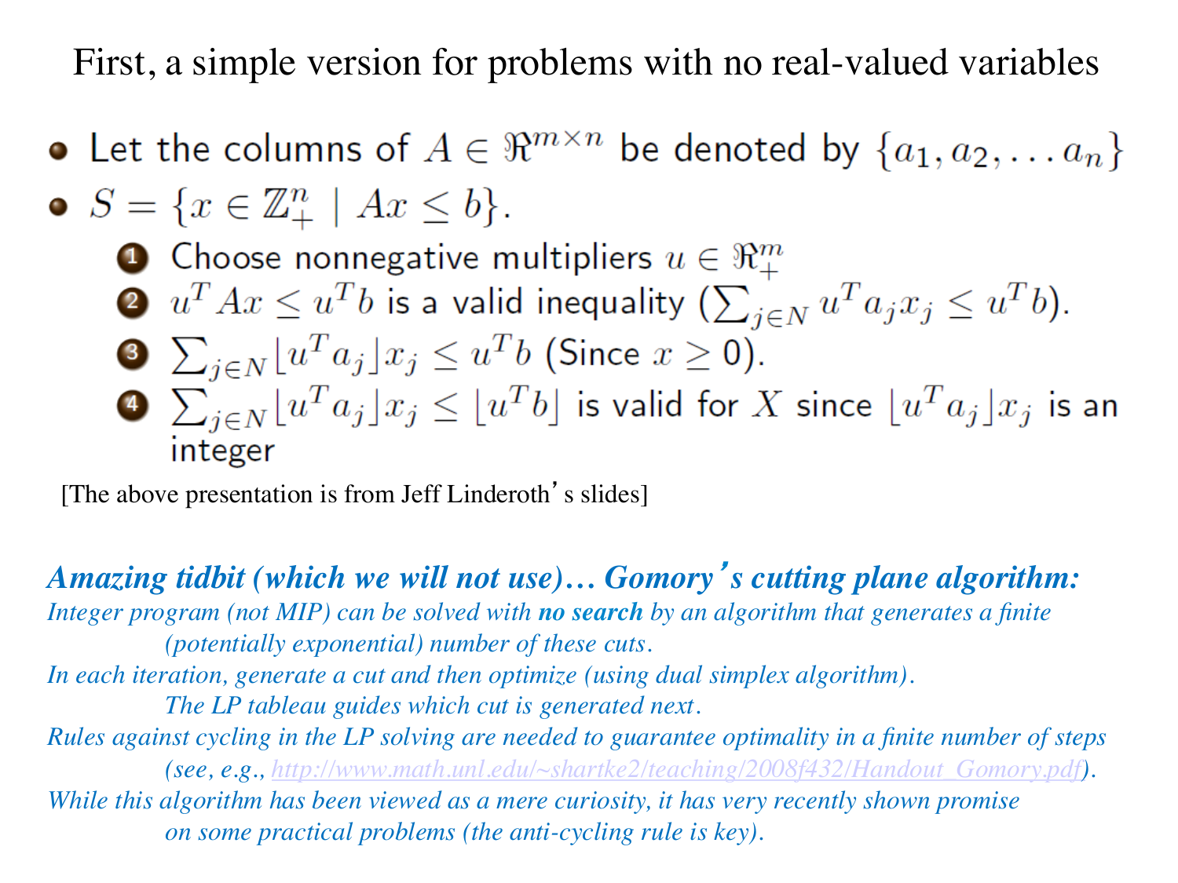# First, a simple version for problems with no real-valued variables

- Let the columns of $A \in \Re^{m \times n}$ be denoted by $\{a_1, a_2, \ldots a_n\}$
- $S = \{x \in \mathbb{Z}^n_+ \mid Ax \leq b\}$.
  1. Choose nonnegative multipliers $u \in \Re^m_+$
  2. $u^T A x \leq u^T b$ is a valid inequality ($\sum_{j \in N} u^T a_j x_j \leq u^T b$).
  3. $\sum_{j \in N} \lfloor u^T a_j \rfloor x_j \leq u^T b$ (Since $x \geq 0$).
  4. $\sum_{j \in N} \lfloor u^T a_j \rfloor x_j \leq \lfloor u^T b \rfloor$ is valid for $X$ since $\lfloor u^T a_j \rfloor x_j$ is an integer

[The above presentation is from Jeff Linderoth's slides]

***Amazing tidbit (which we will not use)… Gomory's cutting plane algorithm:***

*Integer program (not MIP) can be solved with **no search** by an algorithm that generates a finite (potentially exponential) number of these cuts.*

*In each iteration, generate a cut and then optimize (using dual simplex algorithm). The LP tableau guides which cut is generated next.*

*Rules against cycling in the LP solving are needed to guarantee optimality in a finite number of steps (see, e.g., http://www.math.unl.edu/~shartke2/teaching/2008f432/Handout_Gomory.pdf).*

*While this algorithm has been viewed as a mere curiosity, it has very recently shown promise on some practical problems (the anti-cycling rule is key).*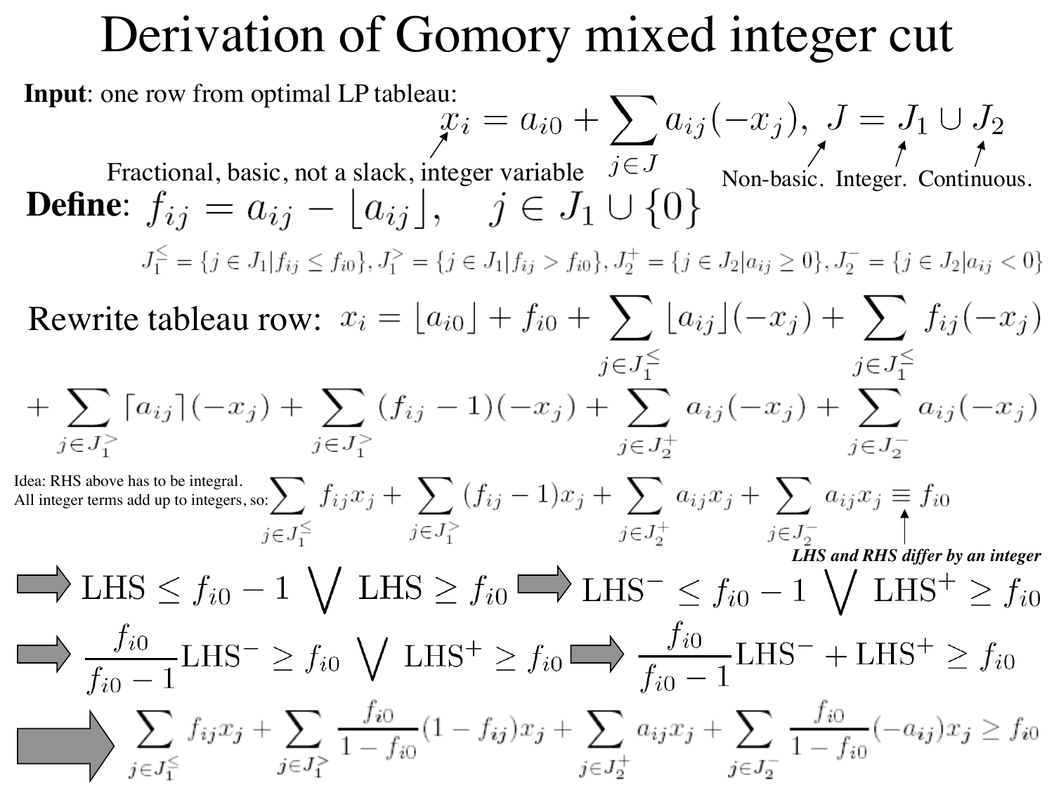# Derivation of Gomory mixed integer cut

**Input**: one row from optimal LP tableau:

$$x_i = a_{i0} + \sum_{j \in J} a_{ij}(-x_j), \;\; J = J_1 \cup J_2$$

Fractional, basic, not a slack, integer variable ($x_i$). Non-basic ($J$). Integer ($J_1$). Continuous ($J_2$).

**Define**: $f_{ij} = a_{ij} - \lfloor a_{ij} \rfloor, \quad j \in J_1 \cup \{0\}$

$$J_1^{\leq} = \{j \in J_1 | f_{ij} \leq f_{i0}\}, J_1^{>} = \{j \in J_1 | f_{ij} > f_{i0}\}, J_2^{+} = \{j \in J_2 | a_{ij} \geq 0\}, J_2^{-} = \{j \in J_2 | a_{ij} < 0\}$$

Rewrite tableau row:

$$x_i = \lfloor a_{i0} \rfloor + f_{i0} + \sum_{j \in J_1^{\leq}} \lfloor a_{ij} \rfloor (-x_j) + \sum_{j \in J_1^{\leq}} f_{ij}(-x_j)$$

$$+ \sum_{j \in J_1^{>}} \lceil a_{ij} \rceil (-x_j) + \sum_{j \in J_1^{>}} (f_{ij} - 1)(-x_j) + \sum_{j \in J_2^{+}} a_{ij}(-x_j) + \sum_{j \in J_2^{-}} a_{ij}(-x_j)$$

Idea: RHS above has to be integral.
All integer terms add up to integers, so:

$$\sum_{j \in J_1^{\leq}} f_{ij} x_j + \sum_{j \in J_1^{>}} (f_{ij} - 1) x_j + \sum_{j \in J_2^{+}} a_{ij} x_j + \sum_{j \in J_2^{-}} a_{ij} x_j \equiv f_{i0}$$

*LHS and RHS differ by an integer*

$$\Rightarrow \text{LHS} \leq f_{i0} - 1 \bigvee \text{LHS} \geq f_{i0} \Rightarrow \text{LHS}^{-} \leq f_{i0} - 1 \bigvee \text{LHS}^{+} \geq f_{i0}$$

$$\Rightarrow \frac{f_{i0}}{f_{i0} - 1} \text{LHS}^{-} \geq f_{i0} \bigvee \text{LHS}^{+} \geq f_{i0} \Rightarrow \frac{f_{i0}}{f_{i0} - 1} \text{LHS}^{-} + \text{LHS}^{+} \geq f_{i0}$$

$$\Rightarrow \sum_{j \in J_1^{\leq}} f_{ij} x_j + \sum_{j \in J_1^{>}} \frac{f_{i0}}{1 - f_{i0}} (1 - f_{ij}) x_j + \sum_{j \in J_2^{+}} a_{ij} x_j + \sum_{j \in J_2^{-}} \frac{f_{i0}}{1 - f_{i0}} (-a_{ij}) x_j \geq f_{i0}$$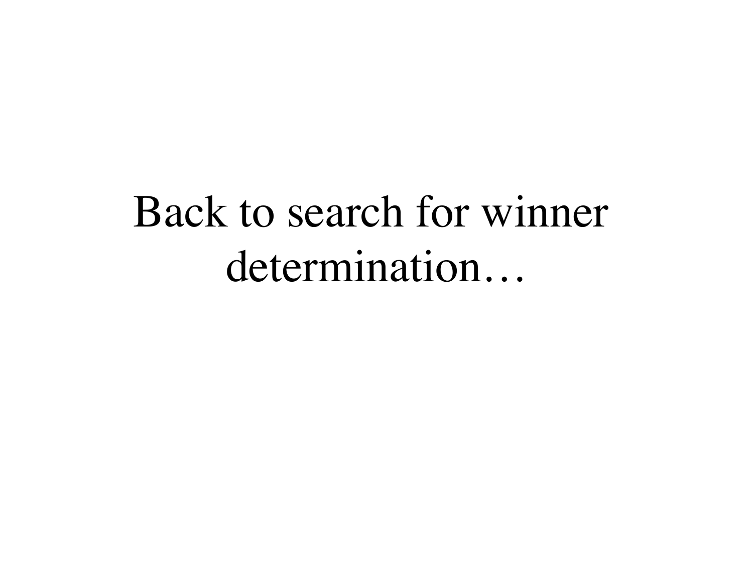# Back to search for winner determination…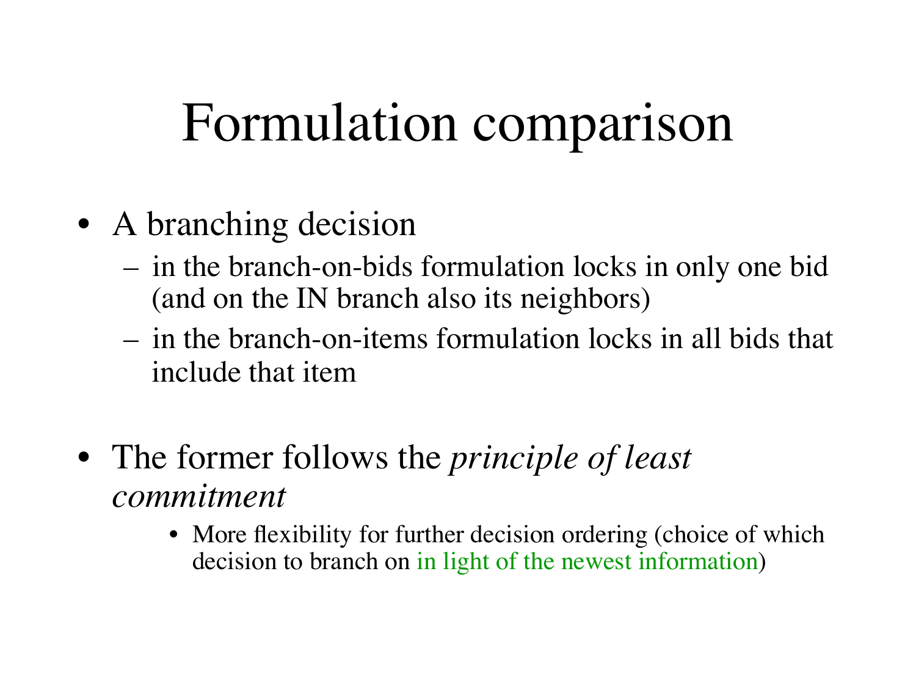# Formulation comparison

- A branching decision
  - in the branch-on-bids formulation locks in only one bid (and on the IN branch also its neighbors)
  - in the branch-on-items formulation locks in all bids that include that item

- The former follows the *principle of least commitment*
    - More flexibility for further decision ordering (choice of which decision to branch on in light of the newest information)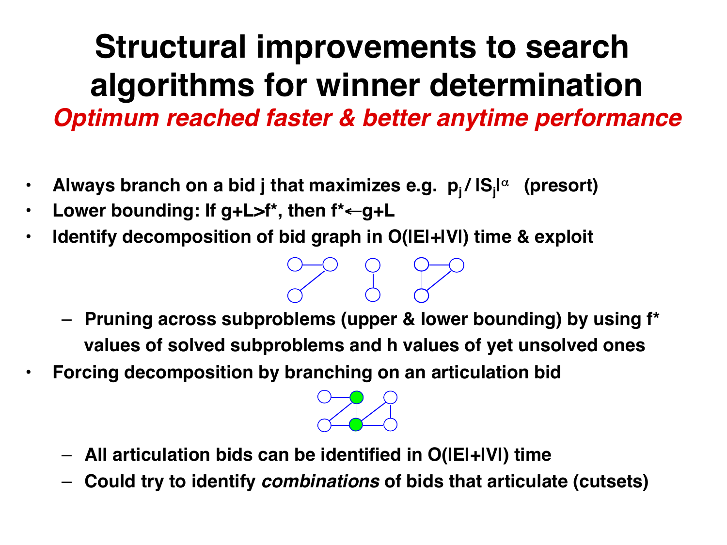# Structural improvements to search algorithms for winner determination

***Optimum reached faster & better anytime performance***

- **Always branch on a bid j that maximizes e.g. $p_j / |S_j|^{\alpha}$ (presort)**
- **Lower bounding: If g+L>f*, then f*←g+L**
- **Identify decomposition of bid graph in O(|E|+|V|) time & exploit**
  - **Pruning across subproblems (upper & lower bounding) by using f* values of solved subproblems and h values of yet unsolved ones**
- **Forcing decomposition by branching on an articulation bid**
  - **All articulation bids can be identified in O(|E|+|V|) time**
  - **Could try to identify *combinations* of bids that articulate (cutsets)**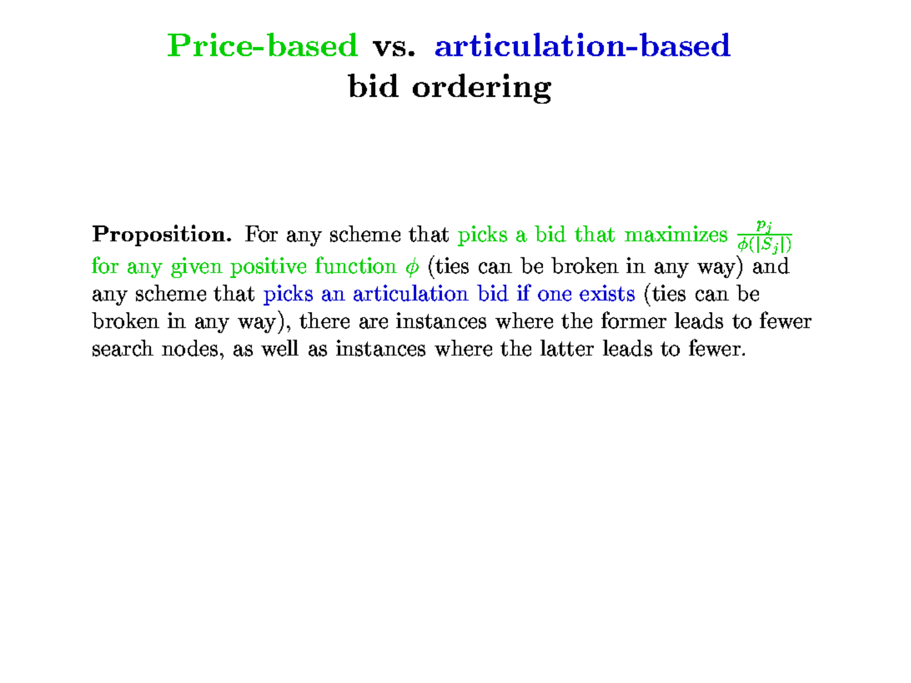# Price-based vs. articulation-based bid ordering

**Proposition.** For any scheme that picks a bid that maximizes $\frac{p_j}{\phi(|S_j|)}$ for any given positive function $\phi$ (ties can be broken in any way) and any scheme that picks an articulation bid if one exists (ties can be broken in any way), there are instances where the former leads to fewer search nodes, as well as instances where the latter leads to fewer.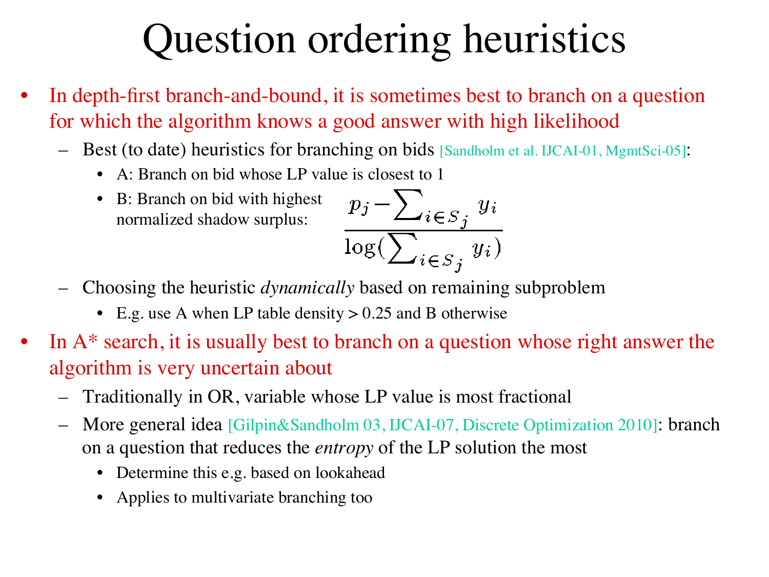# Question ordering heuristics

- In depth-first branch-and-bound, it is sometimes best to branch on a question for which the algorithm knows a good answer with high likelihood
  - Best (to date) heuristics for branching on bids [Sandholm et al. IJCAI-01, MgmtSci-05]:
    - A: Branch on bid whose LP value is closest to 1
    - B: Branch on bid with highest normalized shadow surplus: $$\frac{p_j - \sum_{i \in S_j} y_i}{\log(\sum_{i \in S_j} y_i)}$$
  - Choosing the heuristic *dynamically* based on remaining subproblem
    - E.g. use A when LP table density > 0.25 and B otherwise
- In A* search, it is usually best to branch on a question whose right answer the algorithm is very uncertain about
  - Traditionally in OR, variable whose LP value is most fractional
  - More general idea [Gilpin&Sandholm 03, IJCAI-07, Discrete Optimization 2010]: branch on a question that reduces the *entropy* of the LP solution the most
    - Determine this e.g. based on lookahead
    - Applies to multivariate branching too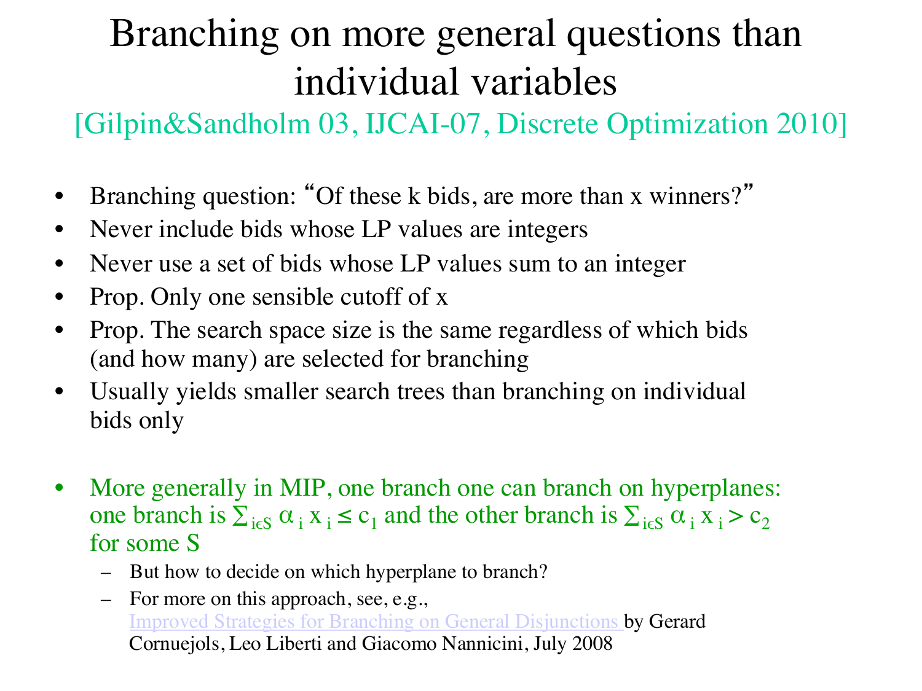# Branching on more general questions than individual variables

[Gilpin&Sandholm 03, IJCAI-07, Discrete Optimization 2010]

- Branching question: "Of these k bids, are more than x winners?"
- Never include bids whose LP values are integers
- Never use a set of bids whose LP values sum to an integer
- Prop. Only one sensible cutoff of x
- Prop. The search space size is the same regardless of which bids (and how many) are selected for branching
- Usually yields smaller search trees than branching on individual bids only

- More generally in MIP, one branch one can branch on hyperplanes: one branch is $\sum_{i \in S} \alpha_i x_i \leq c_1$ and the other branch is $\sum_{i \in S} \alpha_i x_i > c_2$ for some S
  - But how to decide on which hyperplane to branch?
  - For more on this approach, see, e.g., Improved Strategies for Branching on General Disjunctions by Gerard Cornuejols, Leo Liberti and Giacomo Nannicini, July 2008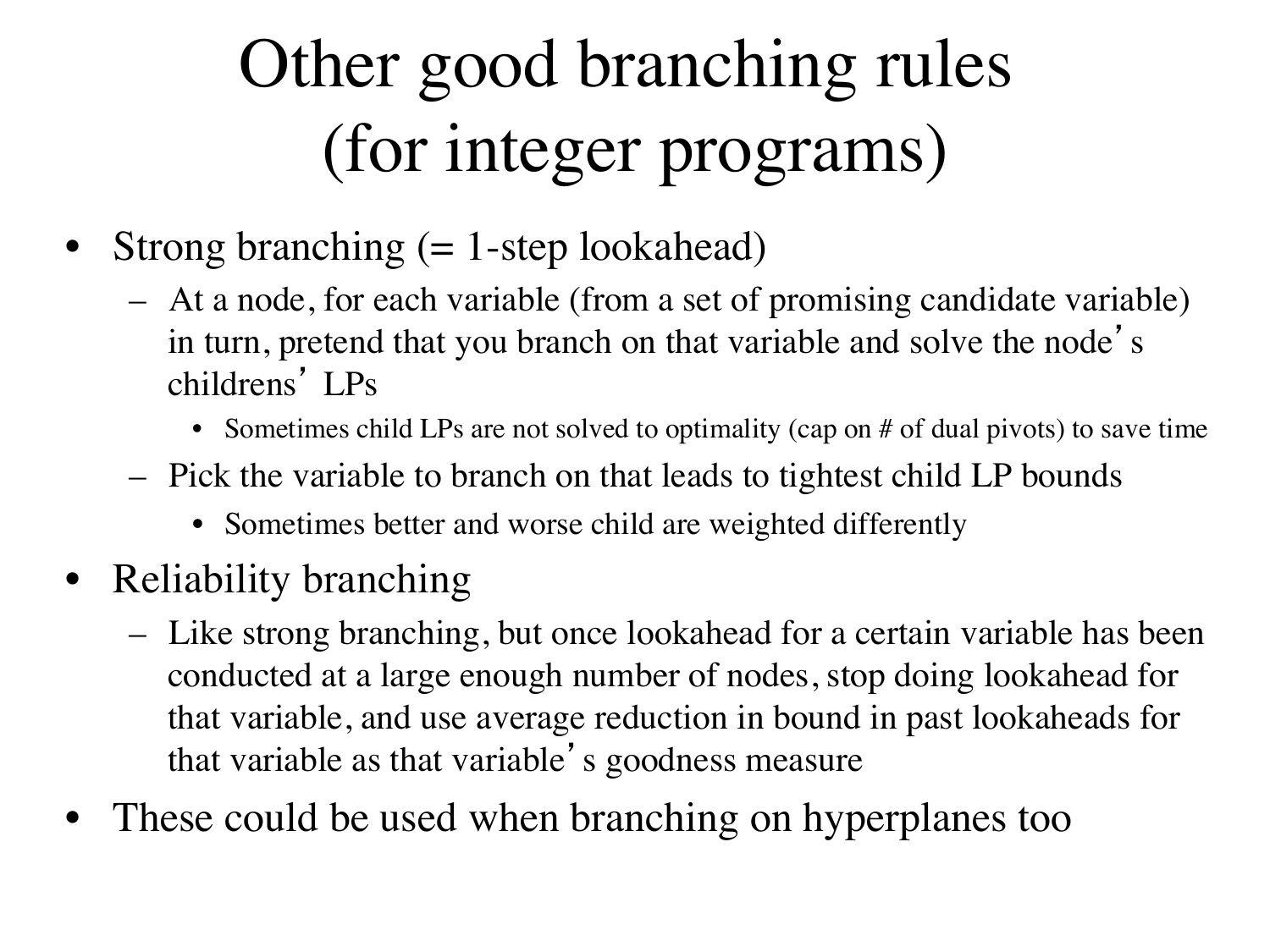# Other good branching rules (for integer programs)

- Strong branching (= 1-step lookahead)
  - At a node, for each variable (from a set of promising candidate variable) in turn, pretend that you branch on that variable and solve the node's childrens' LPs
    - Sometimes child LPs are not solved to optimality (cap on # of dual pivots) to save time
  - Pick the variable to branch on that leads to tightest child LP bounds
    - Sometimes better and worse child are weighted differently
- Reliability branching
  - Like strong branching, but once lookahead for a certain variable has been conducted at a large enough number of nodes, stop doing lookahead for that variable, and use average reduction in bound in past lookaheads for that variable as that variable's goodness measure
- These could be used when branching on hyperplanes too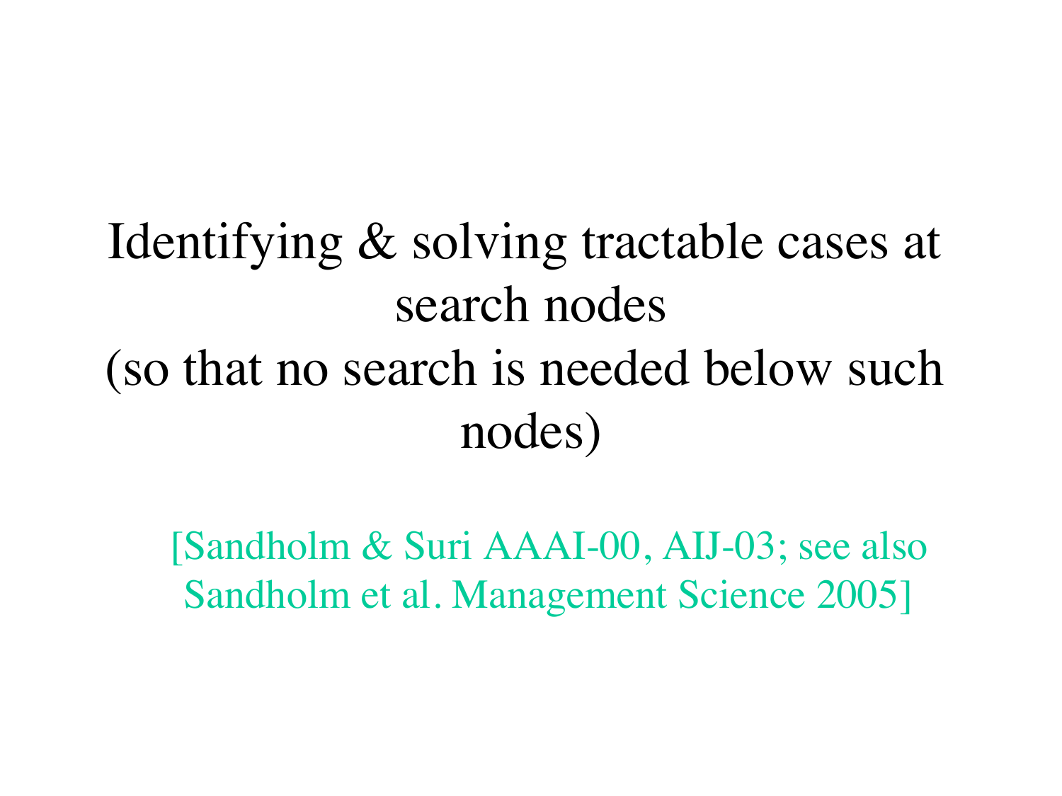# Identifying & solving tractable cases at search nodes (so that no search is needed below such nodes)

[Sandholm & Suri AAAI-00, AIJ-03; see also Sandholm et al. Management Science 2005]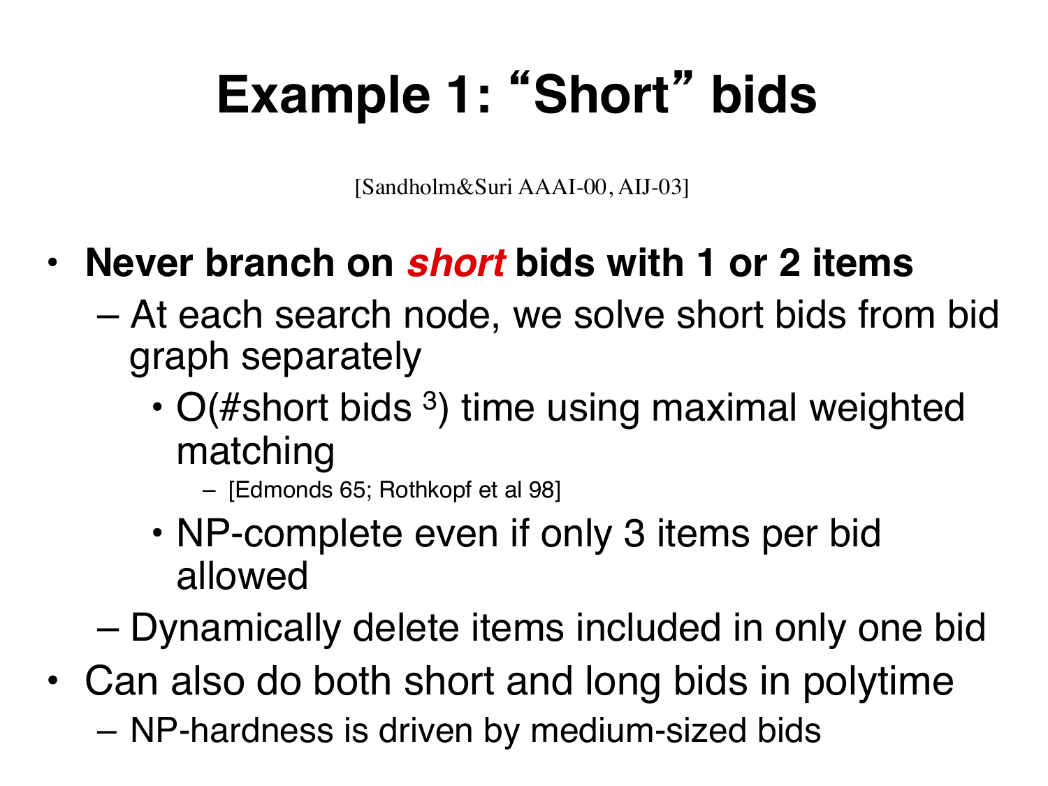# Example 1: "Short" bids

[Sandholm&Suri AAAI-00, AIJ-03]

- **Never branch on *short* bids with 1 or 2 items**
  - At each search node, we solve short bids from bid graph separately
    - O(#short bids $^3$) time using maximal weighted matching
      - [Edmonds 65; Rothkopf et al 98]
    - NP-complete even if only 3 items per bid allowed
  - Dynamically delete items included in only one bid
- Can also do both short and long bids in polytime
  - NP-hardness is driven by medium-sized bids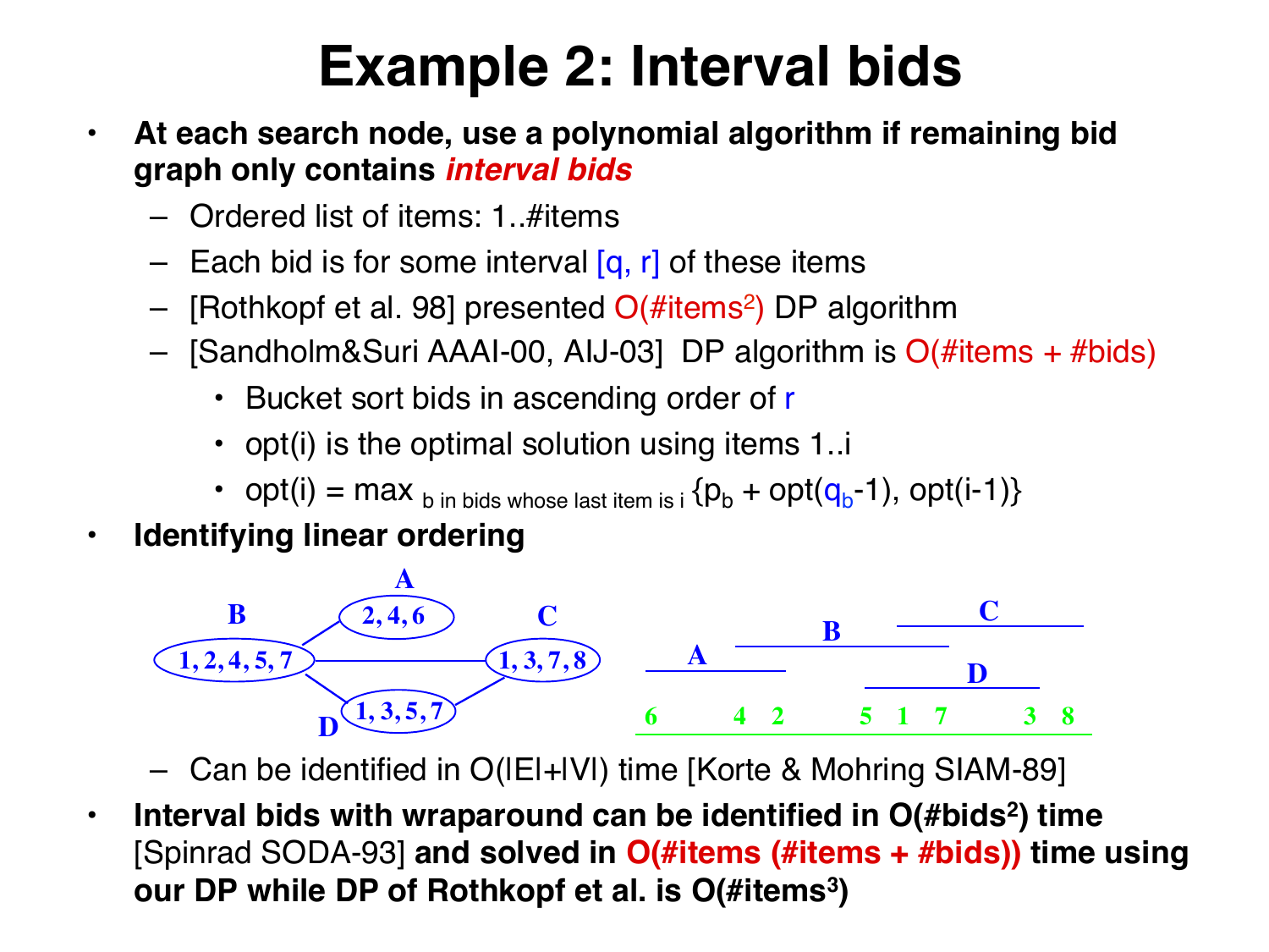# Example 2: Interval bids

- **At each search node, use a polynomial algorithm if remaining bid graph only contains *interval bids***
  - Ordered list of items: 1..#items
  - Each bid is for some interval [q, r] of these items
  - [Rothkopf et al. 98] presented O(#items²) DP algorithm
  - [Sandholm&Suri AAAI-00, AIJ-03] DP algorithm is O(#items + #bids)
    - Bucket sort bids in ascending order of r
    - opt(i) is the optimal solution using items 1..i
    - $\text{opt}(i) = \max_{b \text{ in bids whose last item is } i} \{p_b + \text{opt}(q_b-1), \text{opt}(i-1)\}$
- **Identifying linear ordering**

A: 2, 4, 6
B: 1, 2, 4, 5, 7
C: 1, 3, 7, 8
D: 1, 3, 5, 7

6 4 2 5 1 7 3 8

  - Can be identified in O(|E|+|V|) time [Korte & Mohring SIAM-89]
- **Interval bids with wraparound can be identified in O(#bids²) time** [Spinrad SODA-93] **and solved in O(#items (#items + #bids)) time using our DP while DP of Rothkopf et al. is O(#items³)**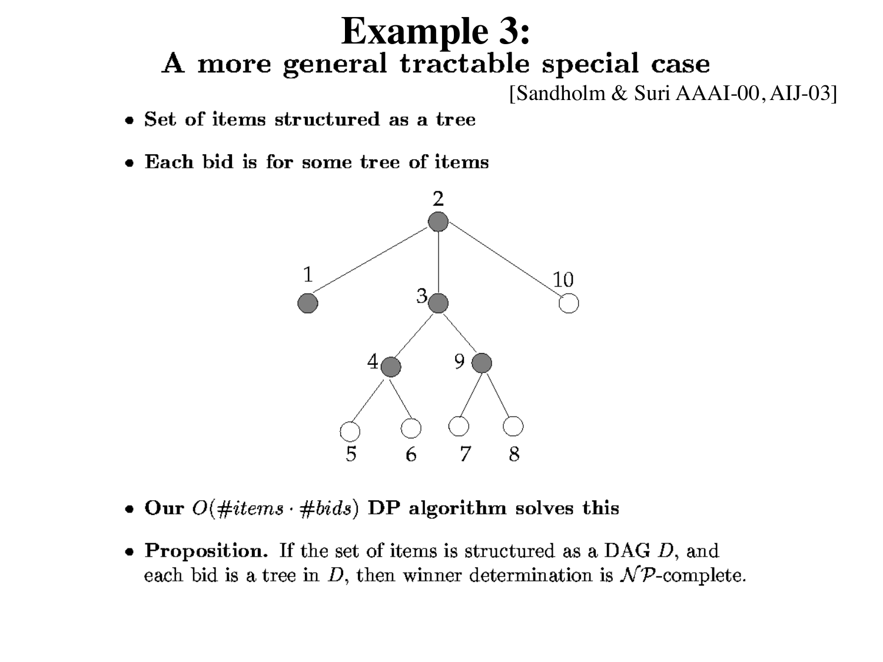# Example 3:

## A more general tractable special case

[Sandholm & Suri AAAI-00, AIJ-03]

- **Set of items structured as a tree**
- **Each bid is for some tree of items**

- **Our $O(\#items \cdot \#bids)$ DP algorithm solves this**
- **Proposition.** If the set of items is structured as a DAG $D$, and each bid is a tree in $D$, then winner determination is $\mathcal{NP}$-complete.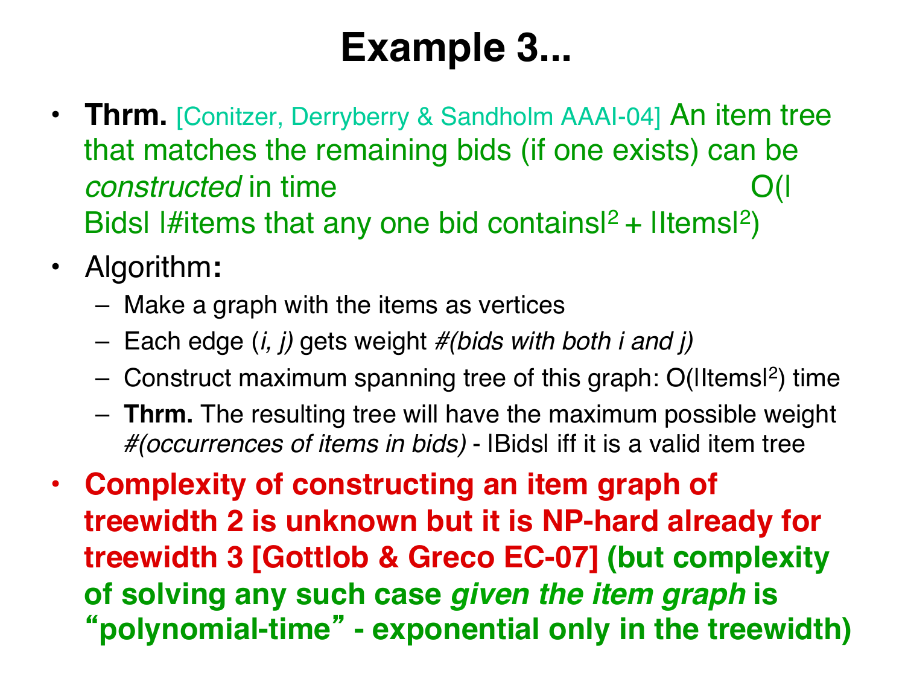# Example 3...

- **Thrm.** [Conitzer, Derryberry & Sandholm AAAI-04] An item tree that matches the remaining bids (if one exists) can be *constructed* in time $O(|Bids|\ |\#\text{items that any one bid contains}|^2 + |Items|^2)$
- Algorithm**:**
  - Make a graph with the items as vertices
  - Each edge (*i, j)* gets weight *#(bids with both i and j)*
  - Construct maximum spanning tree of this graph: $O(|Items|^2)$ time
  - **Thrm.** The resulting tree will have the maximum possible weight *#(occurrences of items in bids)* - |Bids| iff it is a valid item tree
- **Complexity of constructing an item graph of treewidth 2 is unknown but it is NP-hard already for treewidth 3 [Gottlob & Greco EC-07] (but complexity of solving any such case *given the item graph* is "polynomial-time" - exponential only in the treewidth)**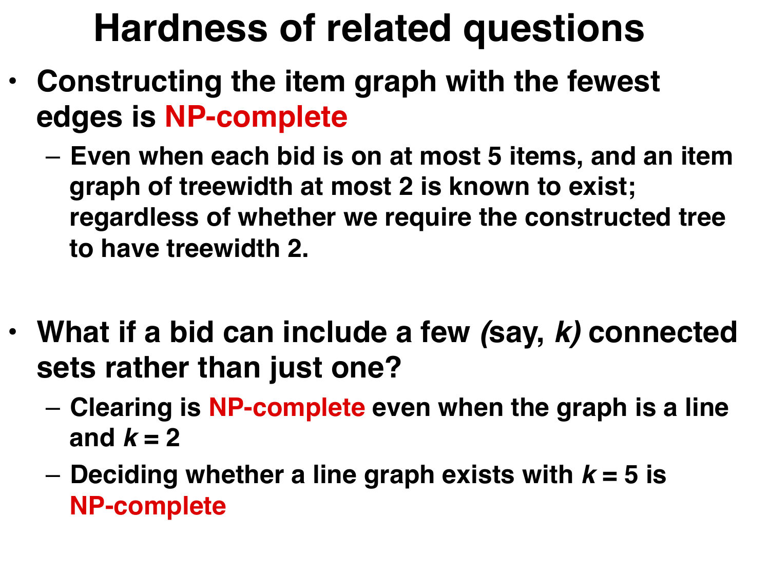# Hardness of related questions

- **Constructing the item graph with the fewest edges is NP-complete**
  - **Even when each bid is on at most 5 items, and an item graph of treewidth at most 2 is known to exist; regardless of whether we require the constructed tree to have treewidth 2.**

- **What if a bid can include a few *(*say, *k)* connected sets rather than just one?**
  - **Clearing is NP-complete even when the graph is a line and $k = 2$**
  - **Deciding whether a line graph exists with $k = 5$ is NP-complete**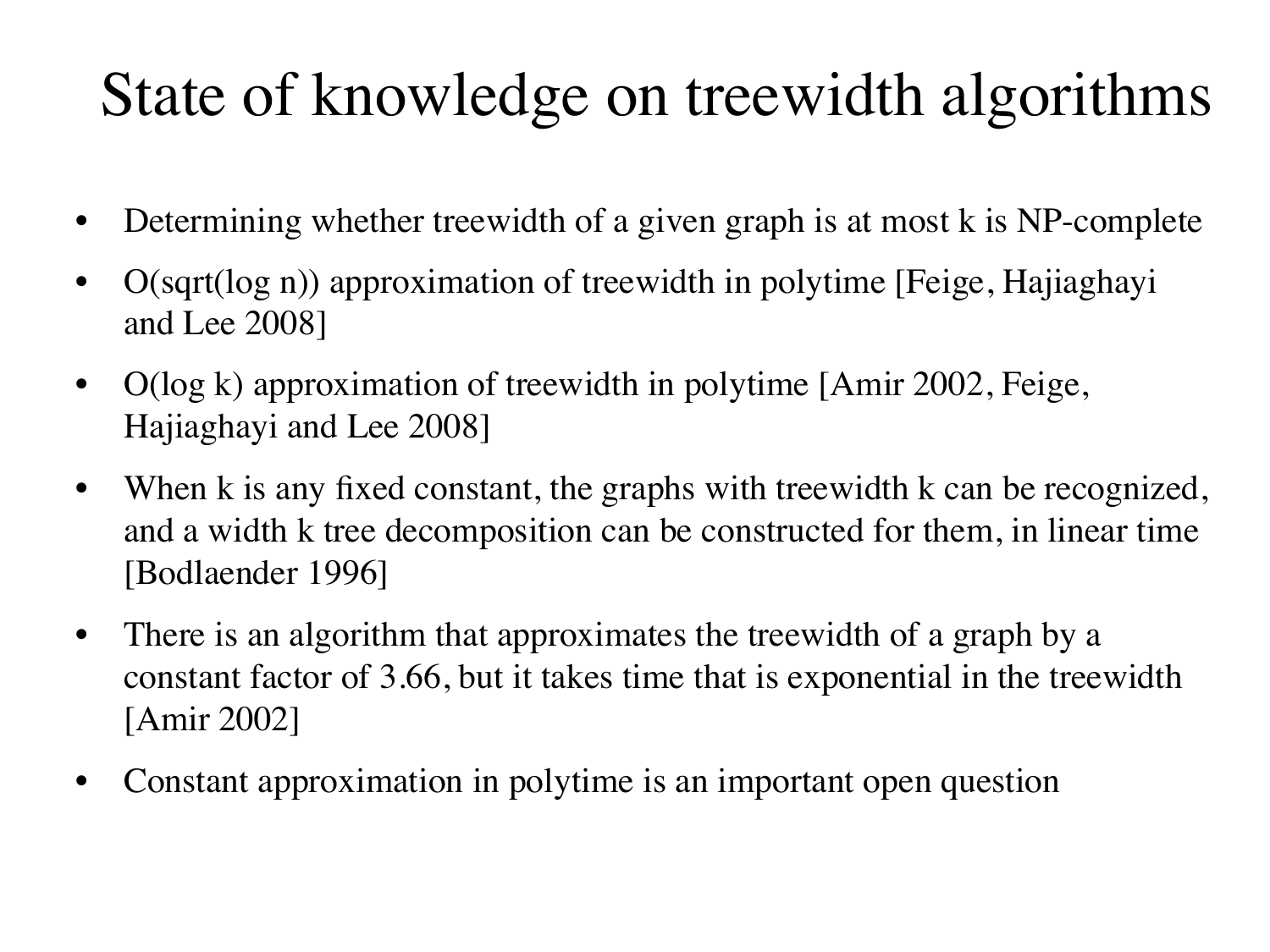# State of knowledge on treewidth algorithms

- Determining whether treewidth of a given graph is at most k is NP-complete
- O(sqrt(log n)) approximation of treewidth in polytime [Feige, Hajiaghayi and Lee 2008]
- O(log k) approximation of treewidth in polytime [Amir 2002, Feige, Hajiaghayi and Lee 2008]
- When k is any fixed constant, the graphs with treewidth k can be recognized, and a width k tree decomposition can be constructed for them, in linear time [Bodlaender 1996]
- There is an algorithm that approximates the treewidth of a graph by a constant factor of 3.66, but it takes time that is exponential in the treewidth [Amir 2002]
- Constant approximation in polytime is an important open question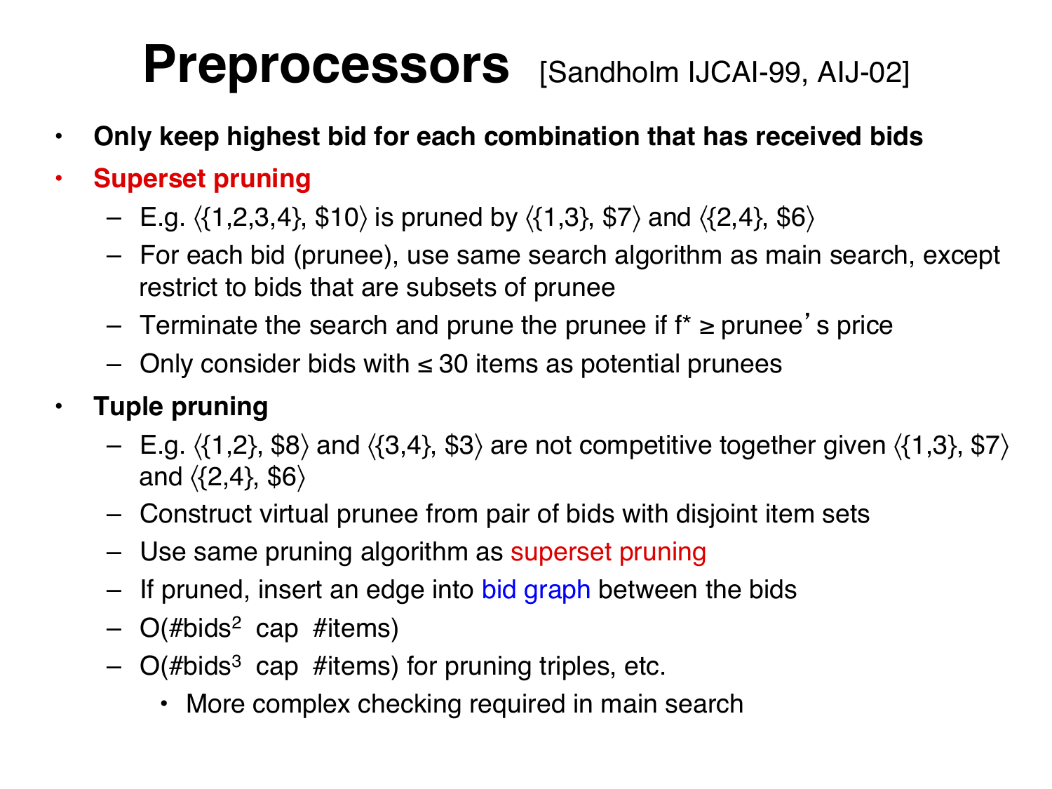# Preprocessors [Sandholm IJCAI-99, AIJ-02]

- **Only keep highest bid for each combination that has received bids**
- **Superset pruning**
  - E.g. ⟨{1,2,3,4}, $10⟩ is pruned by ⟨{1,3}, $7⟩ and ⟨{2,4}, $6⟩
  - For each bid (prunee), use same search algorithm as main search, except restrict to bids that are subsets of prunee
  - Terminate the search and prune the prunee if $f^* \geq$ prunee's price
  - Only consider bids with ≤ 30 items as potential prunees
- **Tuple pruning**
  - E.g. ⟨{1,2}, $8⟩ and ⟨{3,4}, $3⟩ are not competitive together given ⟨{1,3}, $7⟩ and ⟨{2,4}, $6⟩
  - Construct virtual prunee from pair of bids with disjoint item sets
  - Use same pruning algorithm as superset pruning
  - If pruned, insert an edge into bid graph between the bids
  - O(#bids$^2$ cap #items)
  - O(#bids$^3$ cap #items) for pruning triples, etc.
    - More complex checking required in main search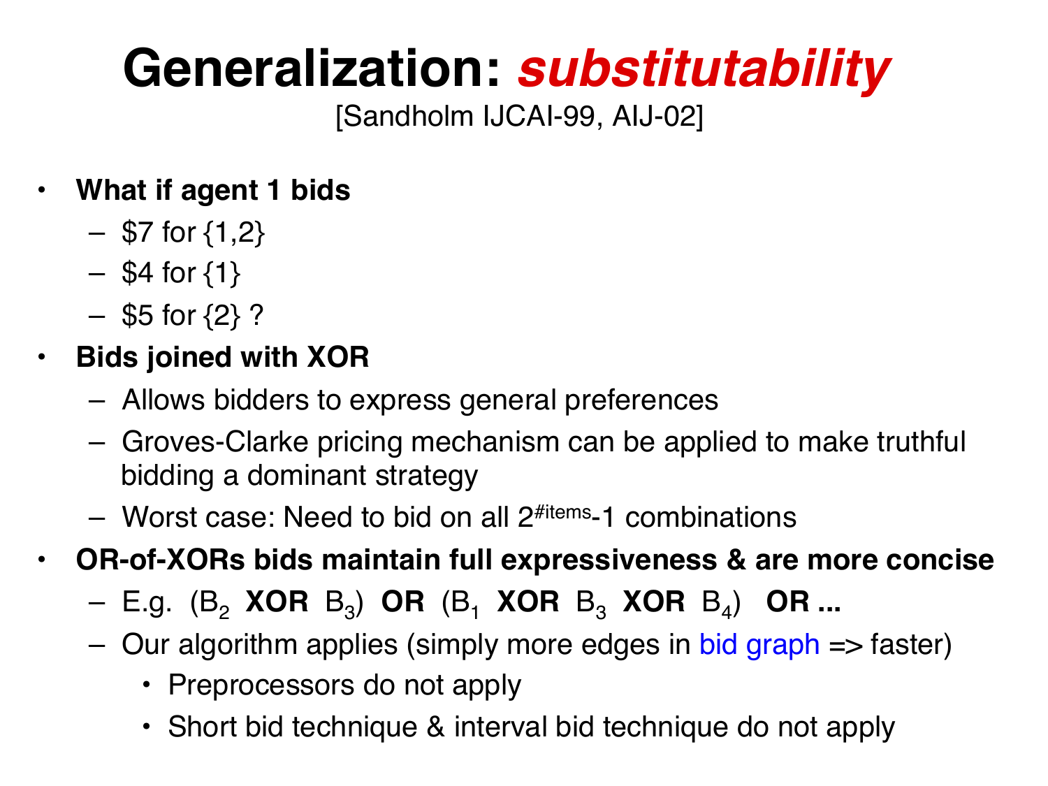# Generalization: *substitutability*

[Sandholm IJCAI-99, AIJ-02]

- **What if agent 1 bids**
  - $7 for {1,2}
  - $4 for {1}
  - $5 for {2} ?
- **Bids joined with XOR**
  - Allows bidders to express general preferences
  - Groves-Clarke pricing mechanism can be applied to make truthful bidding a dominant strategy
  - Worst case: Need to bid on all $2^{\#\text{items}}$-1 combinations
- **OR-of-XORs bids maintain full expressiveness & are more concise**
  - E.g. ($B_2$ **XOR** $B_3$) **OR** ($B_1$ **XOR** $B_3$ **XOR** $B_4$) **OR ...**
  - Our algorithm applies (simply more edges in bid graph => faster)
    - Preprocessors do not apply
    - Short bid technique & interval bid technique do not apply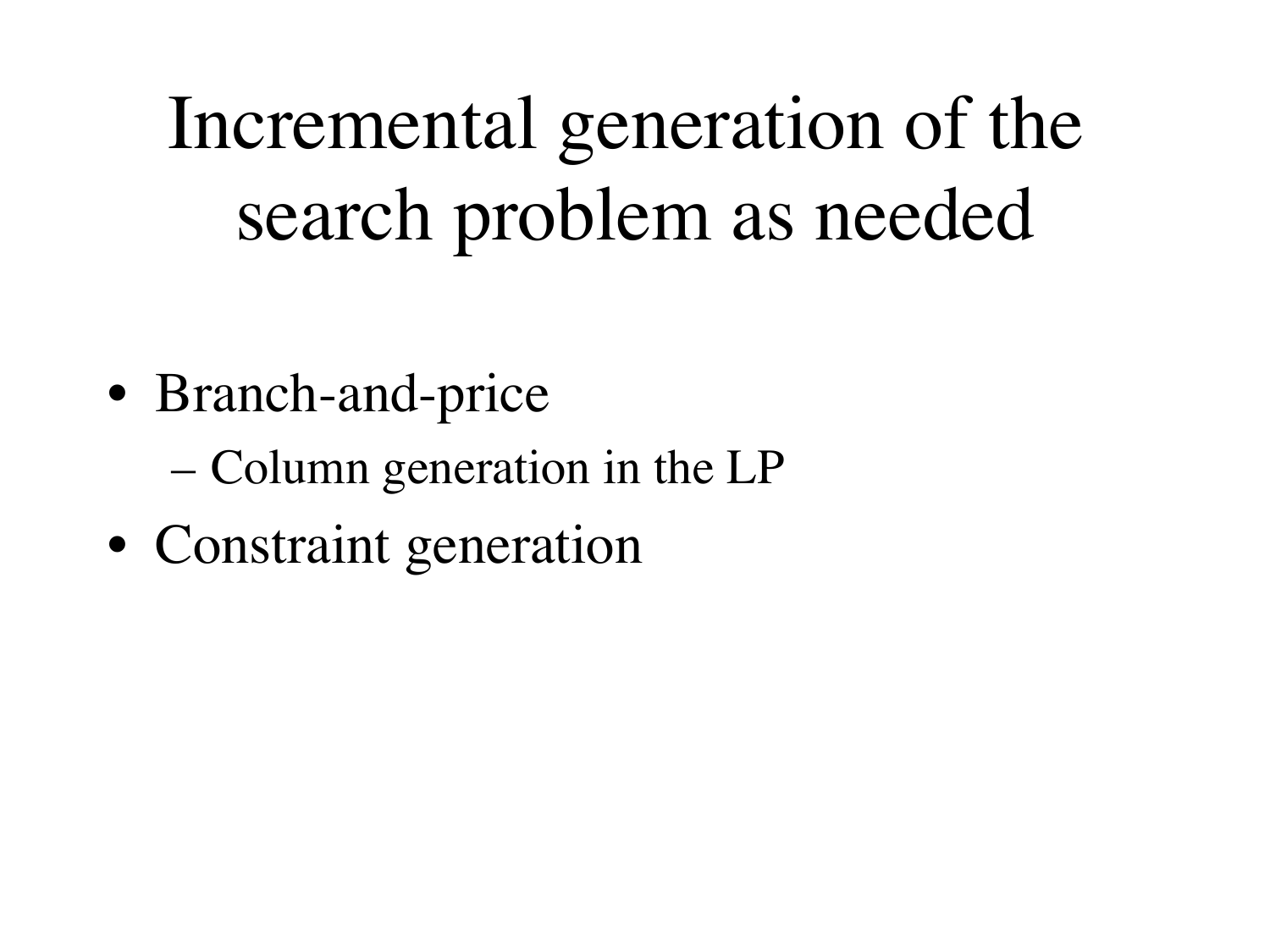# Incremental generation of the search problem as needed

- Branch-and-price
  - Column generation in the LP
- Constraint generation